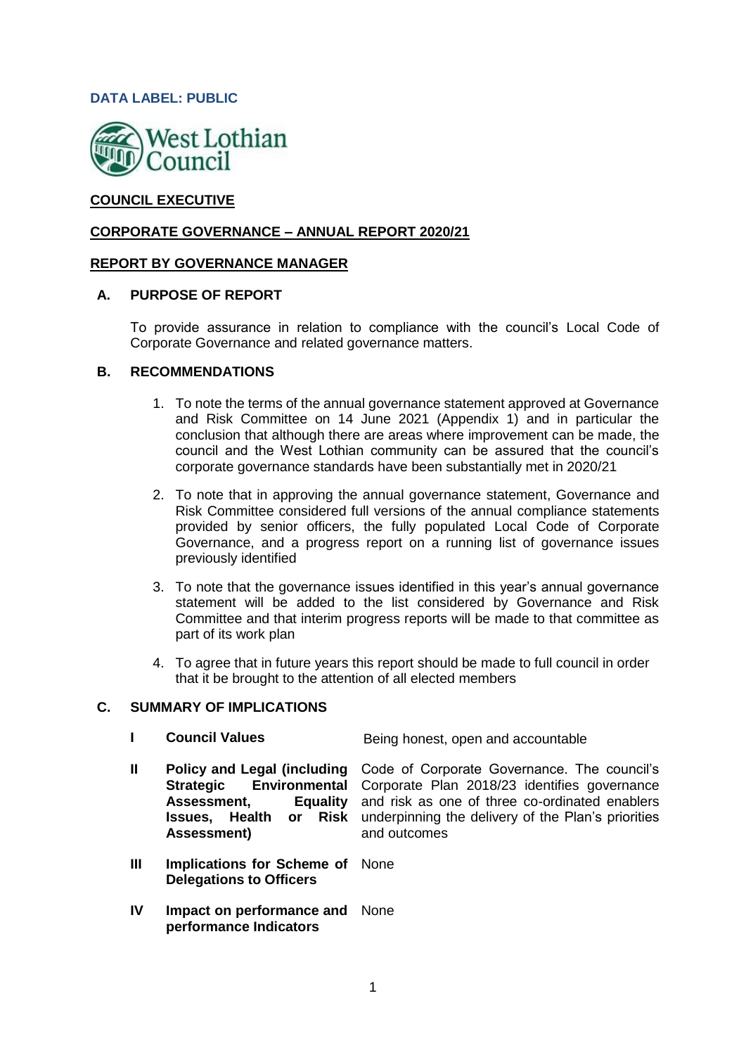**DATA LABEL: PUBLIC**

West Lothian Council

**COUNCIL EXECUTIVE**

**CORPORATE GOVERNANCE – ANNUAL REPORT 2020/21**

**REPORT BY GOVERNANCE MANAGER**

## A. PURPOSE OF REPORT

To provide assurance in relation to compliance with the council's Local Code of Corporate Governance and related governance matters.

## B. RECOMMENDATIONS

1. To note the terms of the annual governance statement approved at Governance and Risk Committee on 14 June 2021 (Appendix 1) and in particular the conclusion that although there are areas where improvement can be made, the council and the West Lothian community can be assured that the council's corporate governance standards have been substantially met in 2020/21
2. To note that in approving the annual governance statement, Governance and Risk Committee considered full versions of the annual compliance statements provided by senior officers, the fully populated Local Code of Corporate Governance, and a progress report on a running list of governance issues previously identified
3. To note that the governance issues identified in this year's annual governance statement will be added to the list considered by Governance and Risk Committee and that interim progress reports will be made to that committee as part of its work plan
4. To agree that in future years this report should be made to full council in order that it be brought to the attention of all elected members

## C. SUMMARY OF IMPLICATIONS

| | | |
|---|---|---|
| **I** | **Council Values** | Being honest, open and accountable |
| **II** | **Policy and Legal (including Strategic Environmental Assessment, Equality Issues, Health or Risk Assessment)** | Code of Corporate Governance. The council's Corporate Plan 2018/23 identifies governance and risk as one of three co-ordinated enablers underpinning the delivery of the Plan's priorities and outcomes |
| **III** | **Implications for Scheme of Delegations to Officers** | None |
| **IV** | **Impact on performance and performance Indicators** | None |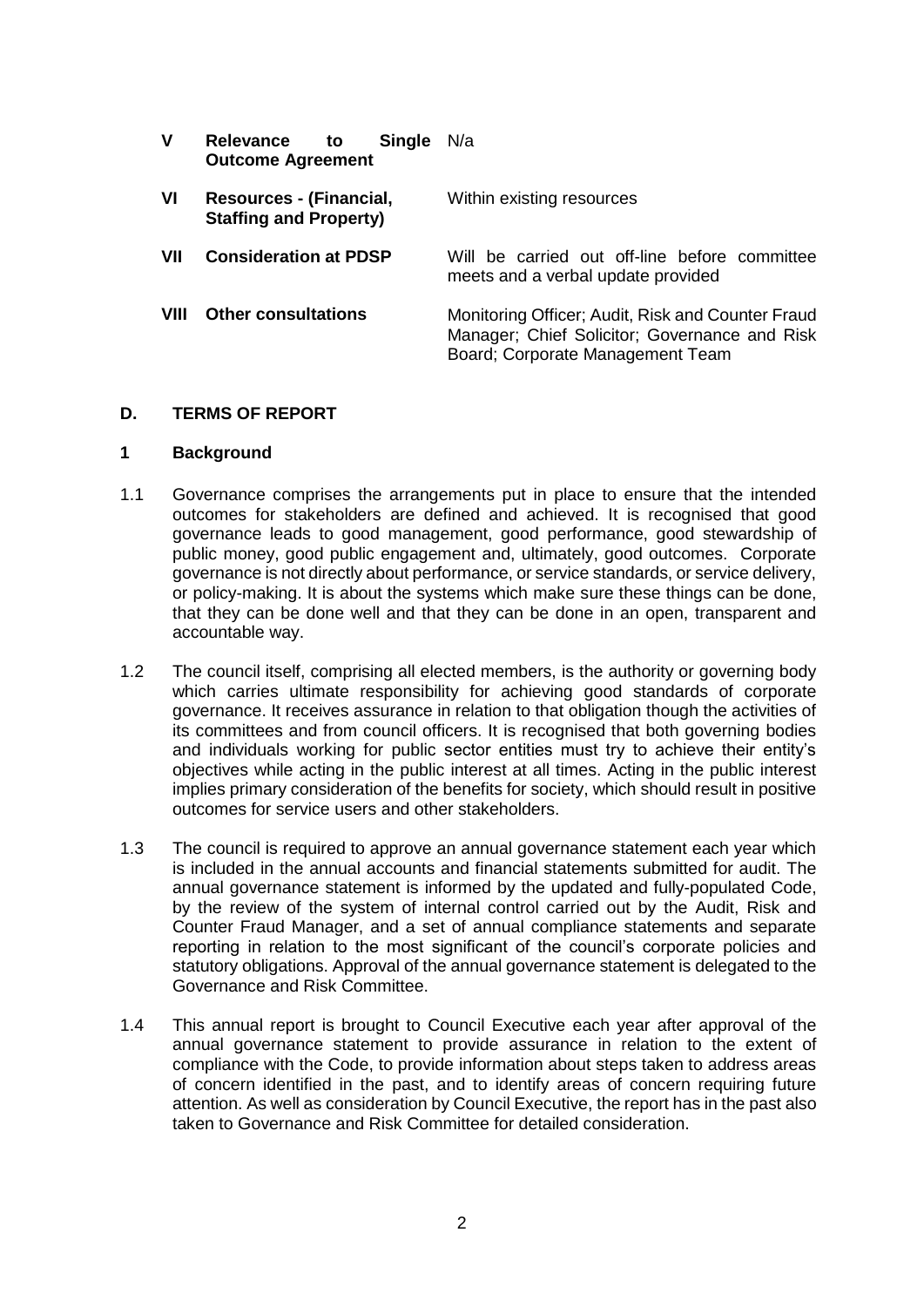| | | |
|---|---|---|
| **V** | **Relevance to Single Outcome Agreement** | N/a |
| **VI** | **Resources - (Financial, Staffing and Property)** | Within existing resources |
| **VII** | **Consideration at PDSP** | Will be carried out off-line before committee meets and a verbal update provided |
| **VIII** | **Other consultations** | Monitoring Officer; Audit, Risk and Counter Fraud Manager; Chief Solicitor; Governance and Risk Board; Corporate Management Team |

## D. TERMS OF REPORT

### 1 Background

1.1 Governance comprises the arrangements put in place to ensure that the intended outcomes for stakeholders are defined and achieved. It is recognised that good governance leads to good management, good performance, good stewardship of public money, good public engagement and, ultimately, good outcomes. Corporate governance is not directly about performance, or service standards, or service delivery, or policy-making. It is about the systems which make sure these things can be done, that they can be done well and that they can be done in an open, transparent and accountable way.

1.2 The council itself, comprising all elected members, is the authority or governing body which carries ultimate responsibility for achieving good standards of corporate governance. It receives assurance in relation to that obligation though the activities of its committees and from council officers. It is recognised that both governing bodies and individuals working for public sector entities must try to achieve their entity's objectives while acting in the public interest at all times. Acting in the public interest implies primary consideration of the benefits for society, which should result in positive outcomes for service users and other stakeholders.

1.3 The council is required to approve an annual governance statement each year which is included in the annual accounts and financial statements submitted for audit. The annual governance statement is informed by the updated and fully-populated Code, by the review of the system of internal control carried out by the Audit, Risk and Counter Fraud Manager, and a set of annual compliance statements and separate reporting in relation to the most significant of the council's corporate policies and statutory obligations. Approval of the annual governance statement is delegated to the Governance and Risk Committee.

1.4 This annual report is brought to Council Executive each year after approval of the annual governance statement to provide assurance in relation to the extent of compliance with the Code, to provide information about steps taken to address areas of concern identified in the past, and to identify areas of concern requiring future attention. As well as consideration by Council Executive, the report has in the past also taken to Governance and Risk Committee for detailed consideration.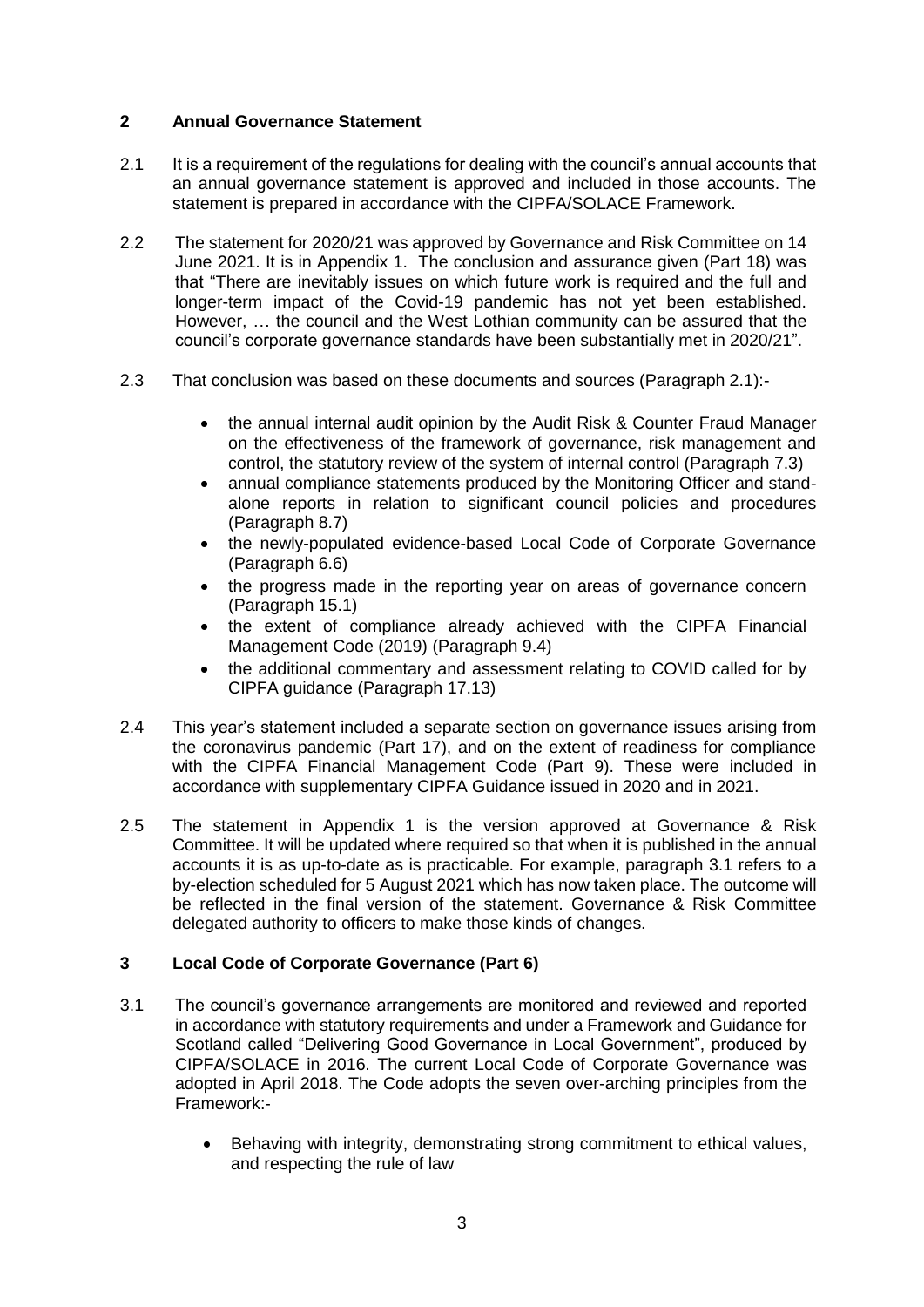## 2 Annual Governance Statement

2.1 It is a requirement of the regulations for dealing with the council's annual accounts that an annual governance statement is approved and included in those accounts. The statement is prepared in accordance with the CIPFA/SOLACE Framework.

2.2 The statement for 2020/21 was approved by Governance and Risk Committee on 14 June 2021. It is in Appendix 1. The conclusion and assurance given (Part 18) was that "There are inevitably issues on which future work is required and the full and longer-term impact of the Covid-19 pandemic has not yet been established. However, … the council and the West Lothian community can be assured that the council's corporate governance standards have been substantially met in 2020/21".

2.3 That conclusion was based on these documents and sources (Paragraph 2.1):-

- the annual internal audit opinion by the Audit Risk & Counter Fraud Manager on the effectiveness of the framework of governance, risk management and control, the statutory review of the system of internal control (Paragraph 7.3)
- annual compliance statements produced by the Monitoring Officer and stand-alone reports in relation to significant council policies and procedures (Paragraph 8.7)
- the newly-populated evidence-based Local Code of Corporate Governance (Paragraph 6.6)
- the progress made in the reporting year on areas of governance concern (Paragraph 15.1)
- the extent of compliance already achieved with the CIPFA Financial Management Code (2019) (Paragraph 9.4)
- the additional commentary and assessment relating to COVID called for by CIPFA guidance (Paragraph 17.13)

2.4 This year's statement included a separate section on governance issues arising from the coronavirus pandemic (Part 17), and on the extent of readiness for compliance with the CIPFA Financial Management Code (Part 9). These were included in accordance with supplementary CIPFA Guidance issued in 2020 and in 2021.

2.5 The statement in Appendix 1 is the version approved at Governance & Risk Committee. It will be updated where required so that when it is published in the annual accounts it is as up-to-date as is practicable. For example, paragraph 3.1 refers to a by-election scheduled for 5 August 2021 which has now taken place. The outcome will be reflected in the final version of the statement. Governance & Risk Committee delegated authority to officers to make those kinds of changes.

## 3 Local Code of Corporate Governance (Part 6)

3.1 The council's governance arrangements are monitored and reviewed and reported in accordance with statutory requirements and under a Framework and Guidance for Scotland called "Delivering Good Governance in Local Government", produced by CIPFA/SOLACE in 2016. The current Local Code of Corporate Governance was adopted in April 2018. The Code adopts the seven over-arching principles from the Framework:-

- Behaving with integrity, demonstrating strong commitment to ethical values, and respecting the rule of law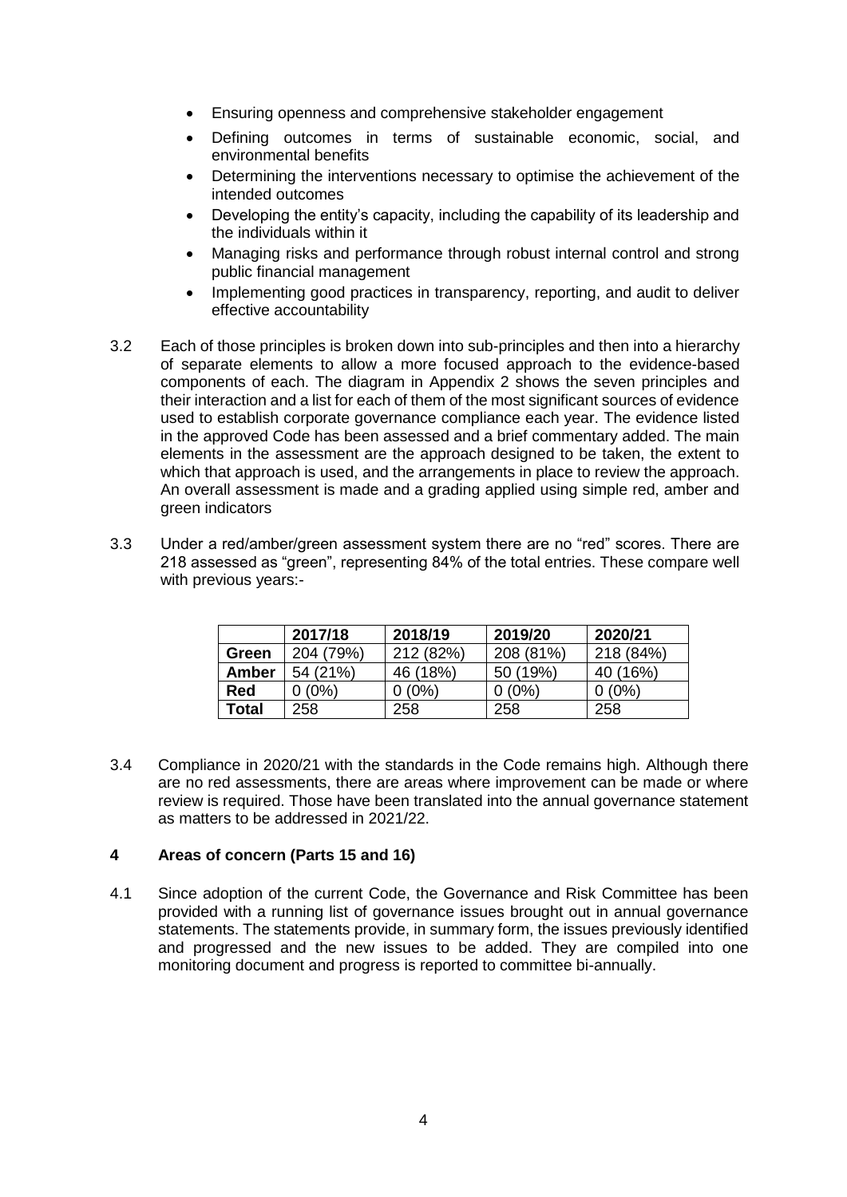- Ensuring openness and comprehensive stakeholder engagement
- Defining outcomes in terms of sustainable economic, social, and environmental benefits
- Determining the interventions necessary to optimise the achievement of the intended outcomes
- Developing the entity's capacity, including the capability of its leadership and the individuals within it
- Managing risks and performance through robust internal control and strong public financial management
- Implementing good practices in transparency, reporting, and audit to deliver effective accountability

3.2 Each of those principles is broken down into sub-principles and then into a hierarchy of separate elements to allow a more focused approach to the evidence-based components of each. The diagram in Appendix 2 shows the seven principles and their interaction and a list for each of them of the most significant sources of evidence used to establish corporate governance compliance each year. The evidence listed in the approved Code has been assessed and a brief commentary added. The main elements in the assessment are the approach designed to be taken, the extent to which that approach is used, and the arrangements in place to review the approach. An overall assessment is made and a grading applied using simple red, amber and green indicators

3.3 Under a red/amber/green assessment system there are no "red" scores. There are 218 assessed as "green", representing 84% of the total entries. These compare well with previous years:-

| | 2017/18 | 2018/19 | 2019/20 | 2020/21 |
|---|---|---|---|---|
| **Green** | 204 (79%) | 212 (82%) | 208 (81%) | 218 (84%) |
| **Amber** | 54 (21%) | 46 (18%) | 50 (19%) | 40 (16%) |
| **Red** | 0 (0%) | 0 (0%) | 0 (0%) | 0 (0%) |
| **Total** | 258 | 258 | 258 | 258 |

3.4 Compliance in 2020/21 with the standards in the Code remains high. Although there are no red assessments, there are areas where improvement can be made or where review is required. Those have been translated into the annual governance statement as matters to be addressed in 2021/22.

## 4 Areas of concern (Parts 15 and 16)

4.1 Since adoption of the current Code, the Governance and Risk Committee has been provided with a running list of governance issues brought out in annual governance statements. The statements provide, in summary form, the issues previously identified and progressed and the new issues to be added. They are compiled into one monitoring document and progress is reported to committee bi-annually.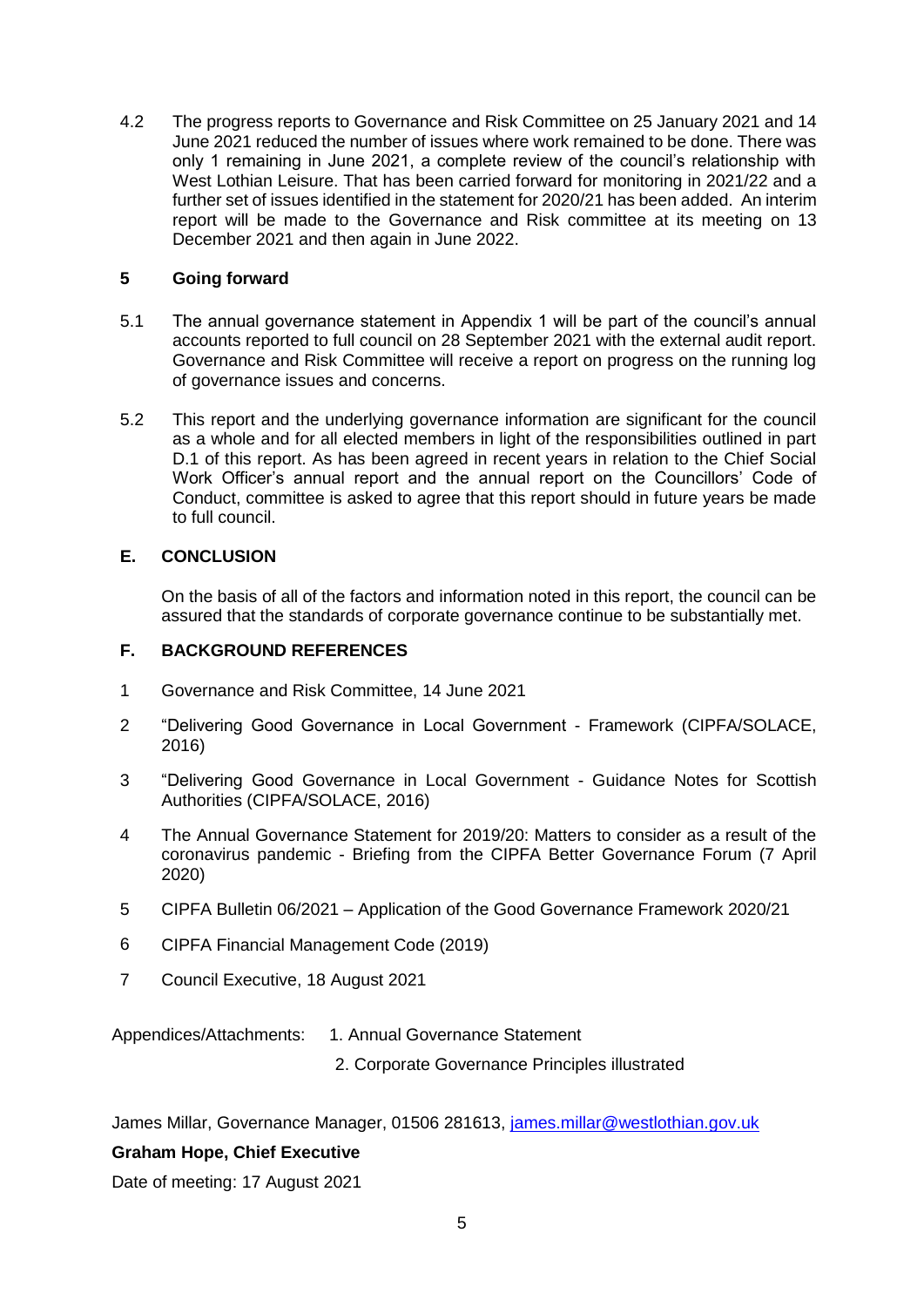4.2 The progress reports to Governance and Risk Committee on 25 January 2021 and 14 June 2021 reduced the number of issues where work remained to be done. There was only 1 remaining in June 2021, a complete review of the council's relationship with West Lothian Leisure. That has been carried forward for monitoring in 2021/22 and a further set of issues identified in the statement for 2020/21 has been added. An interim report will be made to the Governance and Risk committee at its meeting on 13 December 2021 and then again in June 2022.

### 5 Going forward

5.1 The annual governance statement in Appendix 1 will be part of the council's annual accounts reported to full council on 28 September 2021 with the external audit report. Governance and Risk Committee will receive a report on progress on the running log of governance issues and concerns.

5.2 This report and the underlying governance information are significant for the council as a whole and for all elected members in light of the responsibilities outlined in part D.1 of this report. As has been agreed in recent years in relation to the Chief Social Work Officer's annual report and the annual report on the Councillors' Code of Conduct, committee is asked to agree that this report should in future years be made to full council.

## E. CONCLUSION

On the basis of all of the factors and information noted in this report, the council can be assured that the standards of corporate governance continue to be substantially met.

## F. BACKGROUND REFERENCES

1 Governance and Risk Committee, 14 June 2021

2 "Delivering Good Governance in Local Government - Framework (CIPFA/SOLACE, 2016)

3 "Delivering Good Governance in Local Government - Guidance Notes for Scottish Authorities (CIPFA/SOLACE, 2016)

4 The Annual Governance Statement for 2019/20: Matters to consider as a result of the coronavirus pandemic - Briefing from the CIPFA Better Governance Forum (7 April 2020)

5 CIPFA Bulletin 06/2021 – Application of the Good Governance Framework 2020/21

6 CIPFA Financial Management Code (2019)

7 Council Executive, 18 August 2021

Appendices/Attachments: 1. Annual Governance Statement

2. Corporate Governance Principles illustrated

James Millar, Governance Manager, 01506 281613, james.millar@westlothian.gov.uk

**Graham Hope, Chief Executive**

Date of meeting: 17 August 2021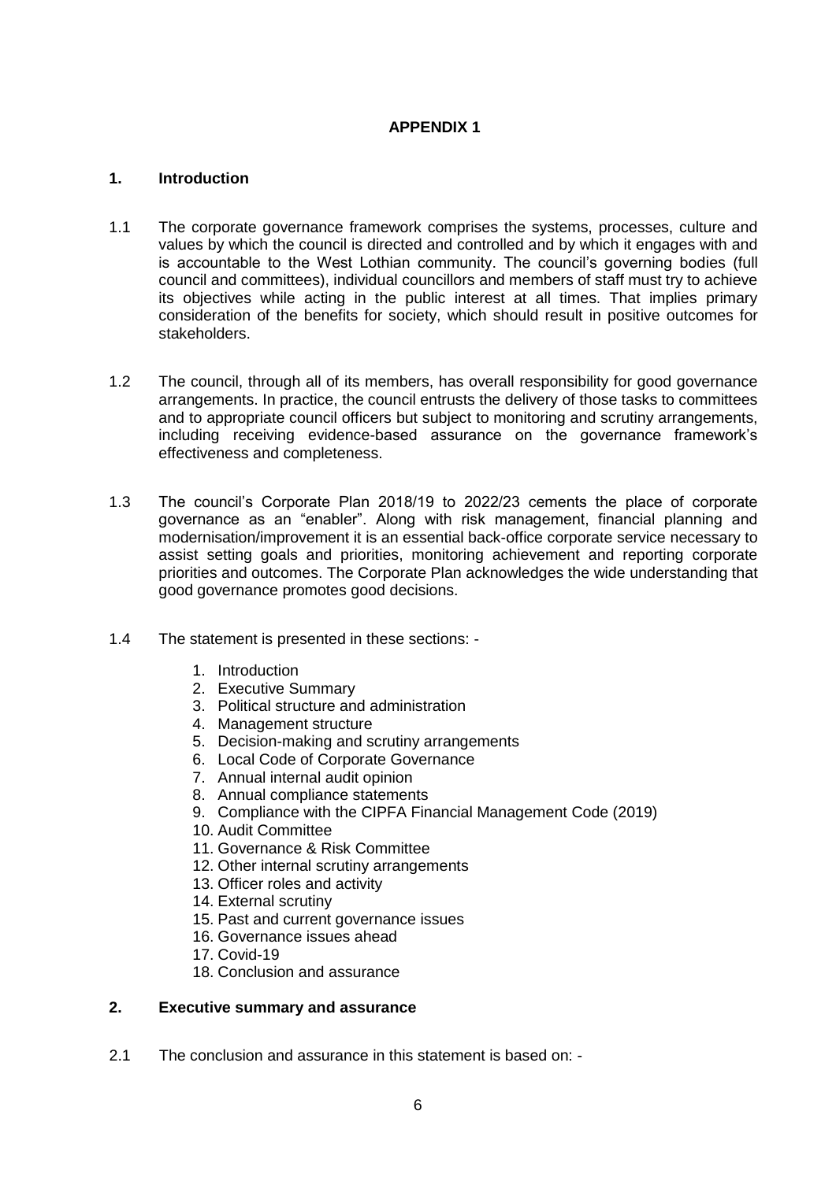**APPENDIX 1**

## 1. Introduction

1.1 The corporate governance framework comprises the systems, processes, culture and values by which the council is directed and controlled and by which it engages with and is accountable to the West Lothian community. The council's governing bodies (full council and committees), individual councillors and members of staff must try to achieve its objectives while acting in the public interest at all times. That implies primary consideration of the benefits for society, which should result in positive outcomes for stakeholders.

1.2 The council, through all of its members, has overall responsibility for good governance arrangements. In practice, the council entrusts the delivery of those tasks to committees and to appropriate council officers but subject to monitoring and scrutiny arrangements, including receiving evidence-based assurance on the governance framework's effectiveness and completeness.

1.3 The council's Corporate Plan 2018/19 to 2022/23 cements the place of corporate governance as an "enabler". Along with risk management, financial planning and modernisation/improvement it is an essential back-office corporate service necessary to assist setting goals and priorities, monitoring achievement and reporting corporate priorities and outcomes. The Corporate Plan acknowledges the wide understanding that good governance promotes good decisions.

1.4 The statement is presented in these sections: -

1. Introduction
2. Executive Summary
3. Political structure and administration
4. Management structure
5. Decision-making and scrutiny arrangements
6. Local Code of Corporate Governance
7. Annual internal audit opinion
8. Annual compliance statements
9. Compliance with the CIPFA Financial Management Code (2019)
10. Audit Committee
11. Governance & Risk Committee
12. Other internal scrutiny arrangements
13. Officer roles and activity
14. External scrutiny
15. Past and current governance issues
16. Governance issues ahead
17. Covid-19
18. Conclusion and assurance

## 2. Executive summary and assurance

2.1 The conclusion and assurance in this statement is based on: -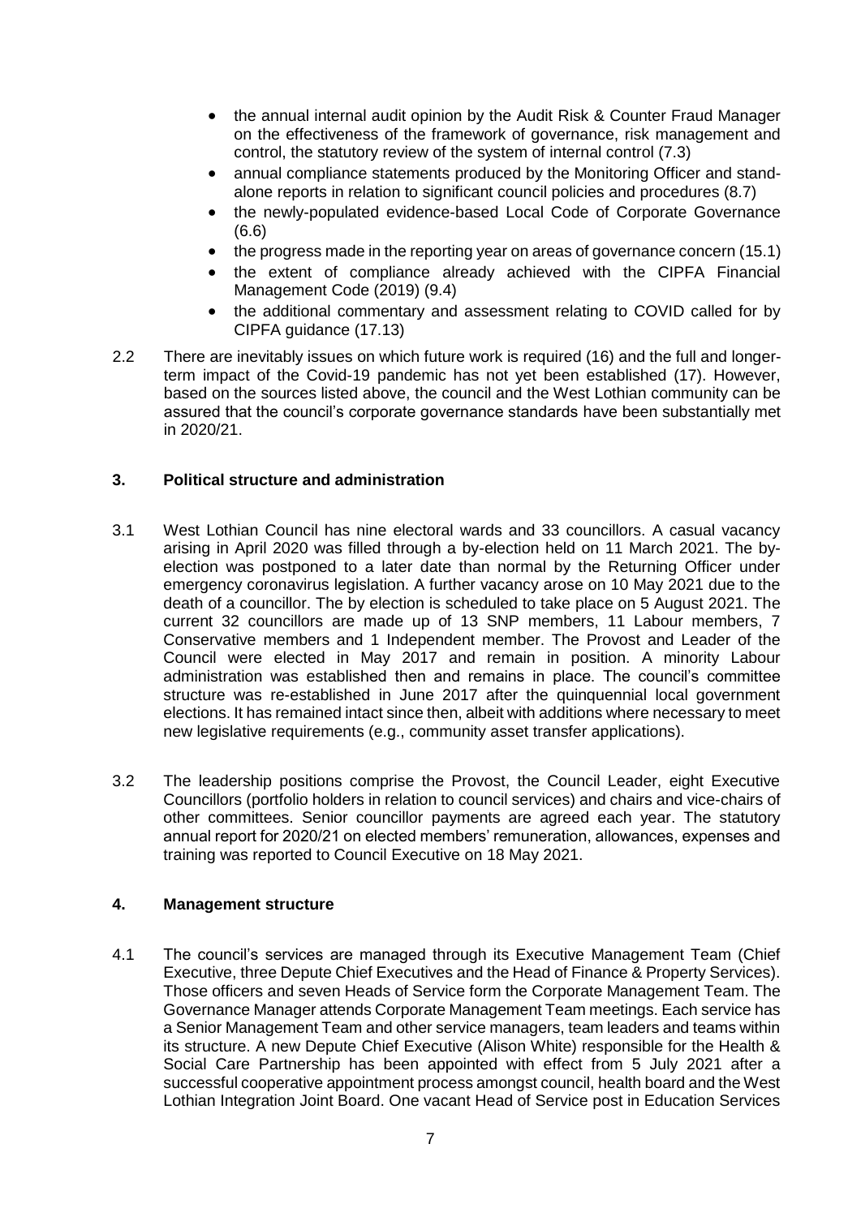- the annual internal audit opinion by the Audit Risk & Counter Fraud Manager on the effectiveness of the framework of governance, risk management and control, the statutory review of the system of internal control (7.3)
- annual compliance statements produced by the Monitoring Officer and stand-alone reports in relation to significant council policies and procedures (8.7)
- the newly-populated evidence-based Local Code of Corporate Governance (6.6)
- the progress made in the reporting year on areas of governance concern (15.1)
- the extent of compliance already achieved with the CIPFA Financial Management Code (2019) (9.4)
- the additional commentary and assessment relating to COVID called for by CIPFA guidance (17.13)

2.2 There are inevitably issues on which future work is required (16) and the full and longer-term impact of the Covid-19 pandemic has not yet been established (17). However, based on the sources listed above, the council and the West Lothian community can be assured that the council's corporate governance standards have been substantially met in 2020/21.

## 3. Political structure and administration

3.1 West Lothian Council has nine electoral wards and 33 councillors. A casual vacancy arising in April 2020 was filled through a by-election held on 11 March 2021. The by-election was postponed to a later date than normal by the Returning Officer under emergency coronavirus legislation. A further vacancy arose on 10 May 2021 due to the death of a councillor. The by election is scheduled to take place on 5 August 2021. The current 32 councillors are made up of 13 SNP members, 11 Labour members, 7 Conservative members and 1 Independent member. The Provost and Leader of the Council were elected in May 2017 and remain in position. A minority Labour administration was established then and remains in place. The council's committee structure was re-established in June 2017 after the quinquennial local government elections. It has remained intact since then, albeit with additions where necessary to meet new legislative requirements (e.g., community asset transfer applications).

3.2 The leadership positions comprise the Provost, the Council Leader, eight Executive Councillors (portfolio holders in relation to council services) and chairs and vice-chairs of other committees. Senior councillor payments are agreed each year. The statutory annual report for 2020/21 on elected members' remuneration, allowances, expenses and training was reported to Council Executive on 18 May 2021.

## 4. Management structure

4.1 The council's services are managed through its Executive Management Team (Chief Executive, three Depute Chief Executives and the Head of Finance & Property Services). Those officers and seven Heads of Service form the Corporate Management Team. The Governance Manager attends Corporate Management Team meetings. Each service has a Senior Management Team and other service managers, team leaders and teams within its structure. A new Depute Chief Executive (Alison White) responsible for the Health & Social Care Partnership has been appointed with effect from 5 July 2021 after a successful cooperative appointment process amongst council, health board and the West Lothian Integration Joint Board. One vacant Head of Service post in Education Services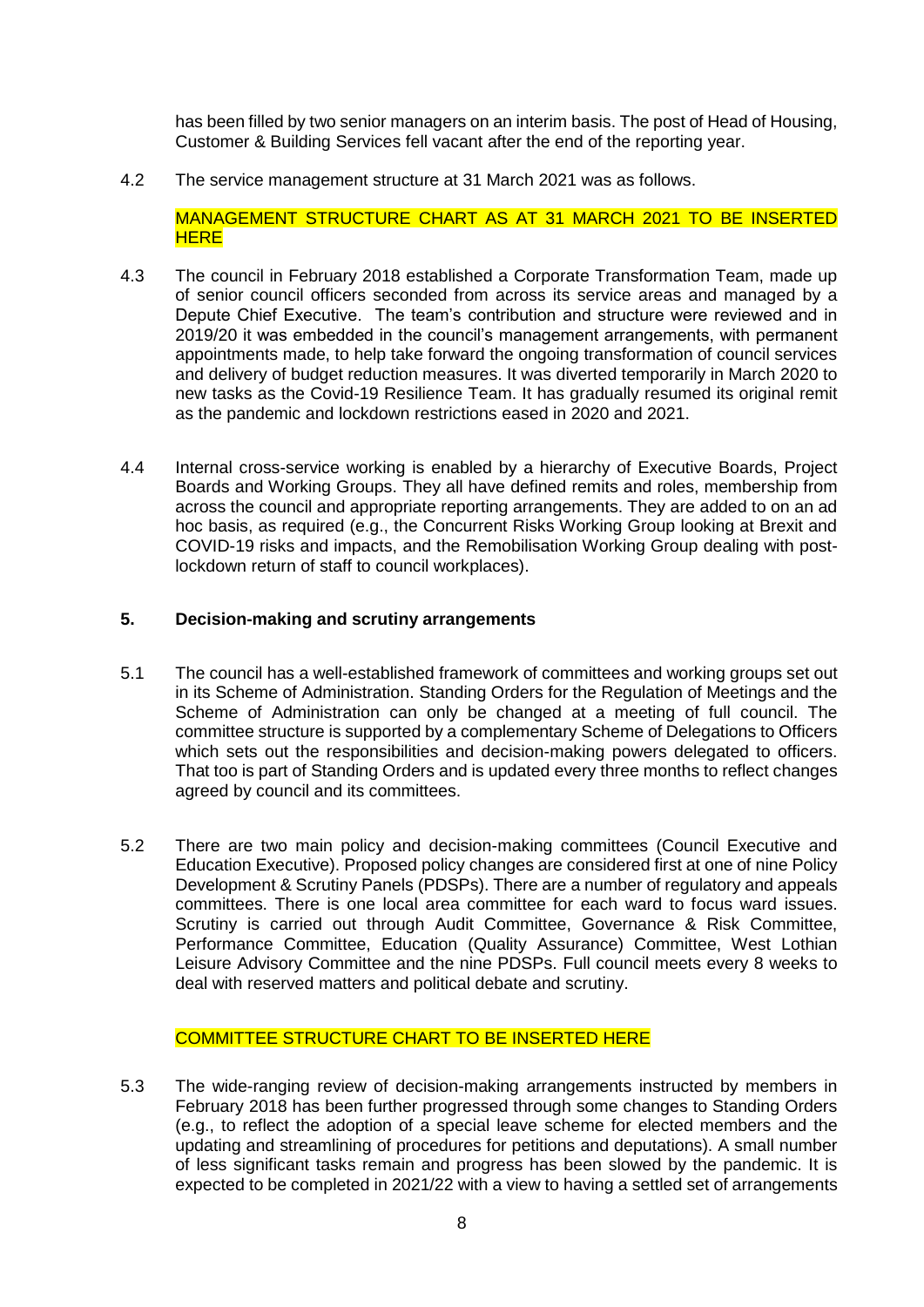has been filled by two senior managers on an interim basis. The post of Head of Housing, Customer & Building Services fell vacant after the end of the reporting year.

4.2 The service management structure at 31 March 2021 was as follows.

MANAGEMENT STRUCTURE CHART AS AT 31 MARCH 2021 TO BE INSERTED HERE

4.3 The council in February 2018 established a Corporate Transformation Team, made up of senior council officers seconded from across its service areas and managed by a Depute Chief Executive. The team's contribution and structure were reviewed and in 2019/20 it was embedded in the council's management arrangements, with permanent appointments made, to help take forward the ongoing transformation of council services and delivery of budget reduction measures. It was diverted temporarily in March 2020 to new tasks as the Covid-19 Resilience Team. It has gradually resumed its original remit as the pandemic and lockdown restrictions eased in 2020 and 2021.

4.4 Internal cross-service working is enabled by a hierarchy of Executive Boards, Project Boards and Working Groups. They all have defined remits and roles, membership from across the council and appropriate reporting arrangements. They are added to on an ad hoc basis, as required (e.g., the Concurrent Risks Working Group looking at Brexit and COVID-19 risks and impacts, and the Remobilisation Working Group dealing with post-lockdown return of staff to council workplaces).

## 5. Decision-making and scrutiny arrangements

5.1 The council has a well-established framework of committees and working groups set out in its Scheme of Administration. Standing Orders for the Regulation of Meetings and the Scheme of Administration can only be changed at a meeting of full council. The committee structure is supported by a complementary Scheme of Delegations to Officers which sets out the responsibilities and decision-making powers delegated to officers. That too is part of Standing Orders and is updated every three months to reflect changes agreed by council and its committees.

5.2 There are two main policy and decision-making committees (Council Executive and Education Executive). Proposed policy changes are considered first at one of nine Policy Development & Scrutiny Panels (PDSPs). There are a number of regulatory and appeals committees. There is one local area committee for each ward to focus ward issues. Scrutiny is carried out through Audit Committee, Governance & Risk Committee, Performance Committee, Education (Quality Assurance) Committee, West Lothian Leisure Advisory Committee and the nine PDSPs. Full council meets every 8 weeks to deal with reserved matters and political debate and scrutiny.

COMMITTEE STRUCTURE CHART TO BE INSERTED HERE

5.3 The wide-ranging review of decision-making arrangements instructed by members in February 2018 has been further progressed through some changes to Standing Orders (e.g., to reflect the adoption of a special leave scheme for elected members and the updating and streamlining of procedures for petitions and deputations). A small number of less significant tasks remain and progress has been slowed by the pandemic. It is expected to be completed in 2021/22 with a view to having a settled set of arrangements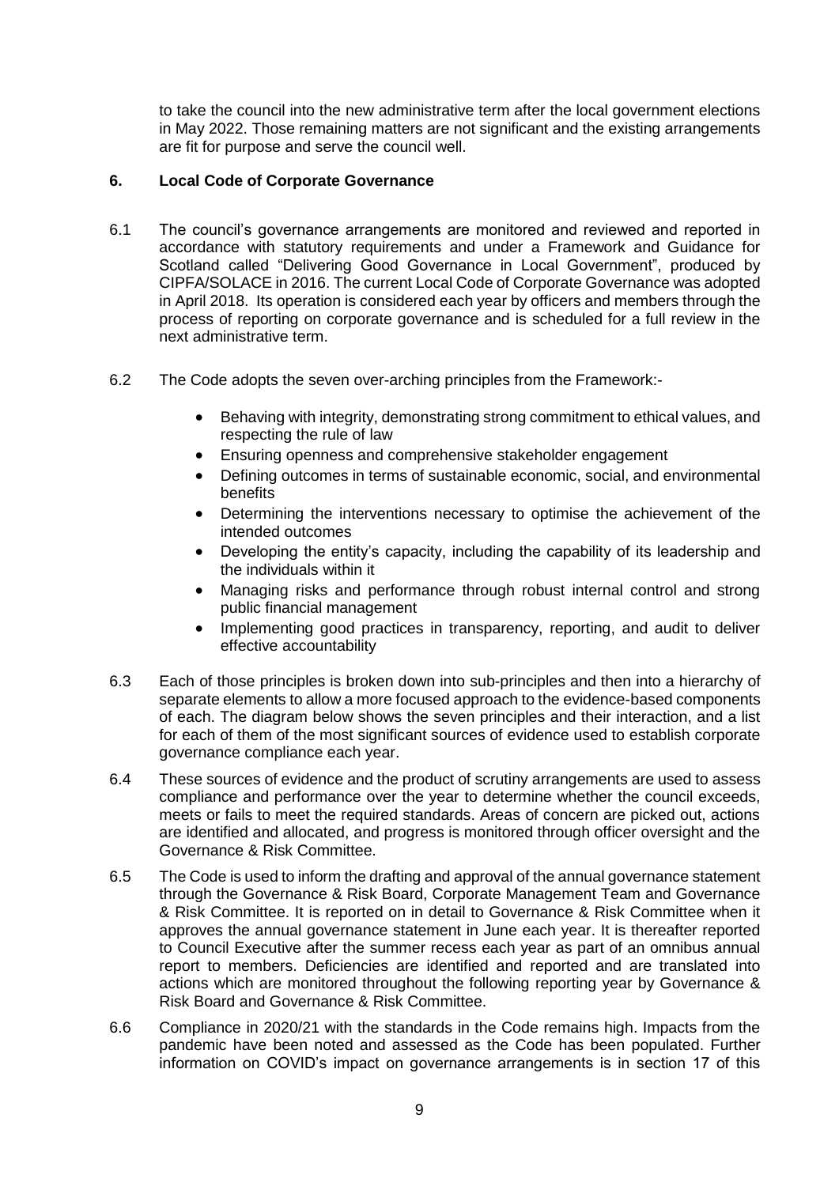to take the council into the new administrative term after the local government elections in May 2022. Those remaining matters are not significant and the existing arrangements are fit for purpose and serve the council well.

## 6. Local Code of Corporate Governance

6.1 The council's governance arrangements are monitored and reviewed and reported in accordance with statutory requirements and under a Framework and Guidance for Scotland called "Delivering Good Governance in Local Government", produced by CIPFA/SOLACE in 2016. The current Local Code of Corporate Governance was adopted in April 2018. Its operation is considered each year by officers and members through the process of reporting on corporate governance and is scheduled for a full review in the next administrative term.

6.2 The Code adopts the seven over-arching principles from the Framework:-

- Behaving with integrity, demonstrating strong commitment to ethical values, and respecting the rule of law
- Ensuring openness and comprehensive stakeholder engagement
- Defining outcomes in terms of sustainable economic, social, and environmental benefits
- Determining the interventions necessary to optimise the achievement of the intended outcomes
- Developing the entity's capacity, including the capability of its leadership and the individuals within it
- Managing risks and performance through robust internal control and strong public financial management
- Implementing good practices in transparency, reporting, and audit to deliver effective accountability

6.3 Each of those principles is broken down into sub-principles and then into a hierarchy of separate elements to allow a more focused approach to the evidence-based components of each. The diagram below shows the seven principles and their interaction, and a list for each of them of the most significant sources of evidence used to establish corporate governance compliance each year.

6.4 These sources of evidence and the product of scrutiny arrangements are used to assess compliance and performance over the year to determine whether the council exceeds, meets or fails to meet the required standards. Areas of concern are picked out, actions are identified and allocated, and progress is monitored through officer oversight and the Governance & Risk Committee.

6.5 The Code is used to inform the drafting and approval of the annual governance statement through the Governance & Risk Board, Corporate Management Team and Governance & Risk Committee. It is reported on in detail to Governance & Risk Committee when it approves the annual governance statement in June each year. It is thereafter reported to Council Executive after the summer recess each year as part of an omnibus annual report to members. Deficiencies are identified and reported and are translated into actions which are monitored throughout the following reporting year by Governance & Risk Board and Governance & Risk Committee.

6.6 Compliance in 2020/21 with the standards in the Code remains high. Impacts from the pandemic have been noted and assessed as the Code has been populated. Further information on COVID's impact on governance arrangements is in section 17 of this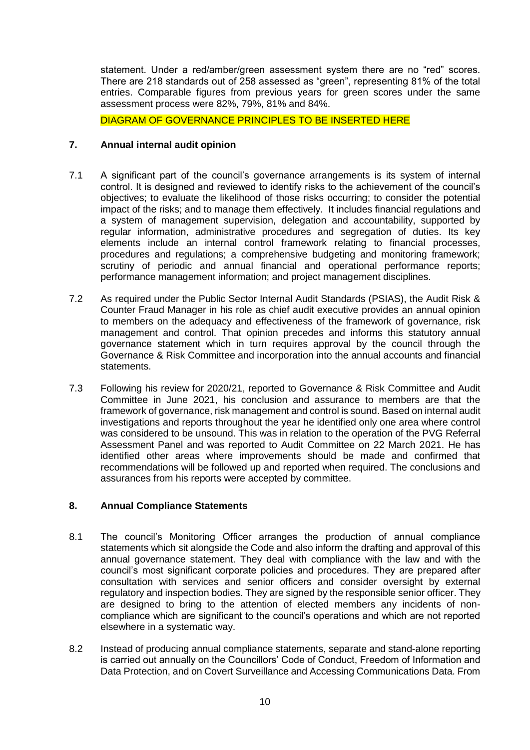statement. Under a red/amber/green assessment system there are no "red" scores. There are 218 standards out of 258 assessed as "green", representing 81% of the total entries. Comparable figures from previous years for green scores under the same assessment process were 82%, 79%, 81% and 84%.

DIAGRAM OF GOVERNANCE PRINCIPLES TO BE INSERTED HERE

## 7. Annual internal audit opinion

7.1 A significant part of the council's governance arrangements is its system of internal control. It is designed and reviewed to identify risks to the achievement of the council's objectives; to evaluate the likelihood of those risks occurring; to consider the potential impact of the risks; and to manage them effectively. It includes financial regulations and a system of management supervision, delegation and accountability, supported by regular information, administrative procedures and segregation of duties. Its key elements include an internal control framework relating to financial processes, procedures and regulations; a comprehensive budgeting and monitoring framework; scrutiny of periodic and annual financial and operational performance reports; performance management information; and project management disciplines.

7.2 As required under the Public Sector Internal Audit Standards (PSIAS), the Audit Risk & Counter Fraud Manager in his role as chief audit executive provides an annual opinion to members on the adequacy and effectiveness of the framework of governance, risk management and control. That opinion precedes and informs this statutory annual governance statement which in turn requires approval by the council through the Governance & Risk Committee and incorporation into the annual accounts and financial statements.

7.3 Following his review for 2020/21, reported to Governance & Risk Committee and Audit Committee in June 2021, his conclusion and assurance to members are that the framework of governance, risk management and control is sound. Based on internal audit investigations and reports throughout the year he identified only one area where control was considered to be unsound. This was in relation to the operation of the PVG Referral Assessment Panel and was reported to Audit Committee on 22 March 2021. He has identified other areas where improvements should be made and confirmed that recommendations will be followed up and reported when required. The conclusions and assurances from his reports were accepted by committee.

## 8. Annual Compliance Statements

8.1 The council's Monitoring Officer arranges the production of annual compliance statements which sit alongside the Code and also inform the drafting and approval of this annual governance statement. They deal with compliance with the law and with the council's most significant corporate policies and procedures. They are prepared after consultation with services and senior officers and consider oversight by external regulatory and inspection bodies. They are signed by the responsible senior officer. They are designed to bring to the attention of elected members any incidents of non-compliance which are significant to the council's operations and which are not reported elsewhere in a systematic way.

8.2 Instead of producing annual compliance statements, separate and stand-alone reporting is carried out annually on the Councillors' Code of Conduct, Freedom of Information and Data Protection, and on Covert Surveillance and Accessing Communications Data. From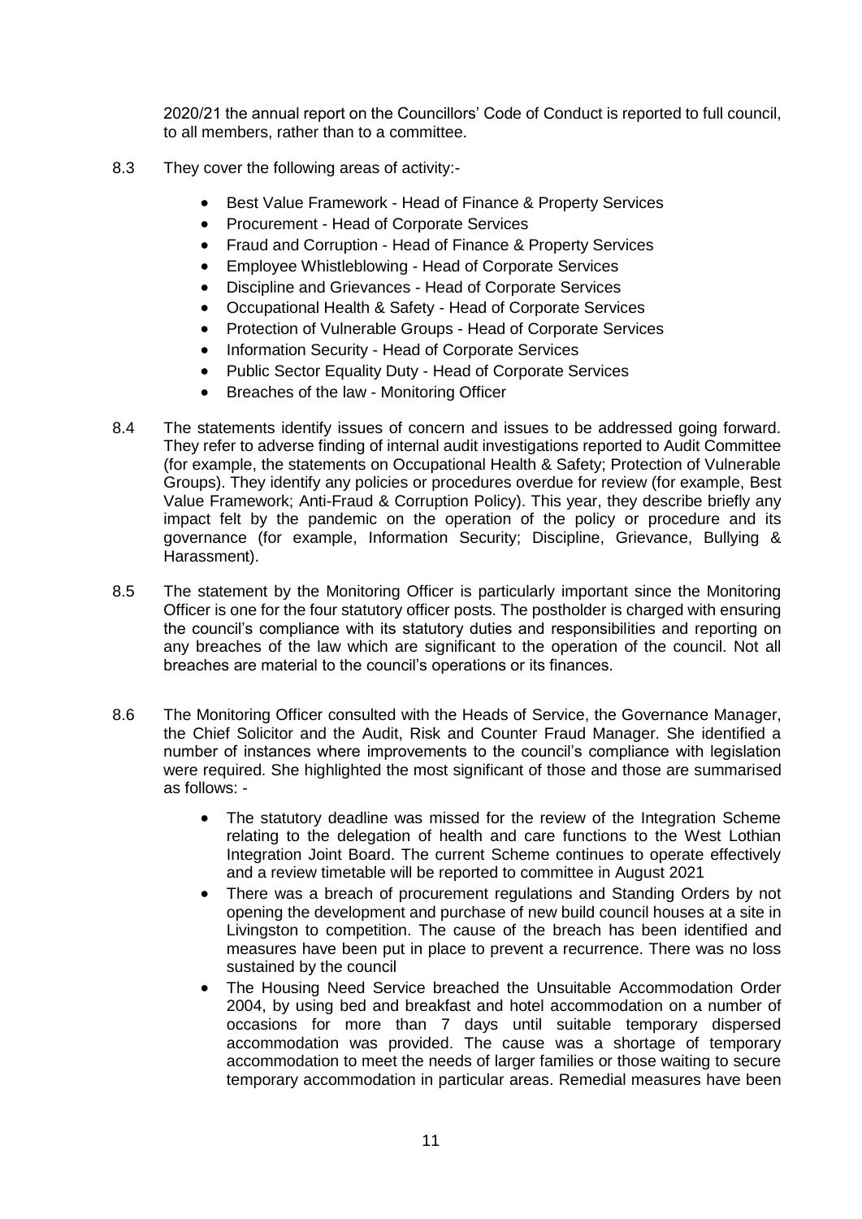2020/21 the annual report on the Councillors' Code of Conduct is reported to full council, to all members, rather than to a committee.

8.3 They cover the following areas of activity:-

- Best Value Framework - Head of Finance & Property Services
- Procurement - Head of Corporate Services
- Fraud and Corruption - Head of Finance & Property Services
- Employee Whistleblowing - Head of Corporate Services
- Discipline and Grievances - Head of Corporate Services
- Occupational Health & Safety - Head of Corporate Services
- Protection of Vulnerable Groups - Head of Corporate Services
- Information Security - Head of Corporate Services
- Public Sector Equality Duty - Head of Corporate Services
- Breaches of the law - Monitoring Officer

8.4 The statements identify issues of concern and issues to be addressed going forward. They refer to adverse finding of internal audit investigations reported to Audit Committee (for example, the statements on Occupational Health & Safety; Protection of Vulnerable Groups). They identify any policies or procedures overdue for review (for example, Best Value Framework; Anti-Fraud & Corruption Policy). This year, they describe briefly any impact felt by the pandemic on the operation of the policy or procedure and its governance (for example, Information Security; Discipline, Grievance, Bullying & Harassment).

8.5 The statement by the Monitoring Officer is particularly important since the Monitoring Officer is one for the four statutory officer posts. The postholder is charged with ensuring the council's compliance with its statutory duties and responsibilities and reporting on any breaches of the law which are significant to the operation of the council. Not all breaches are material to the council's operations or its finances.

8.6 The Monitoring Officer consulted with the Heads of Service, the Governance Manager, the Chief Solicitor and the Audit, Risk and Counter Fraud Manager. She identified a number of instances where improvements to the council's compliance with legislation were required. She highlighted the most significant of those and those are summarised as follows: -

- The statutory deadline was missed for the review of the Integration Scheme relating to the delegation of health and care functions to the West Lothian Integration Joint Board. The current Scheme continues to operate effectively and a review timetable will be reported to committee in August 2021
- There was a breach of procurement regulations and Standing Orders by not opening the development and purchase of new build council houses at a site in Livingston to competition. The cause of the breach has been identified and measures have been put in place to prevent a recurrence. There was no loss sustained by the council
- The Housing Need Service breached the Unsuitable Accommodation Order 2004, by using bed and breakfast and hotel accommodation on a number of occasions for more than 7 days until suitable temporary dispersed accommodation was provided. The cause was a shortage of temporary accommodation to meet the needs of larger families or those waiting to secure temporary accommodation in particular areas. Remedial measures have been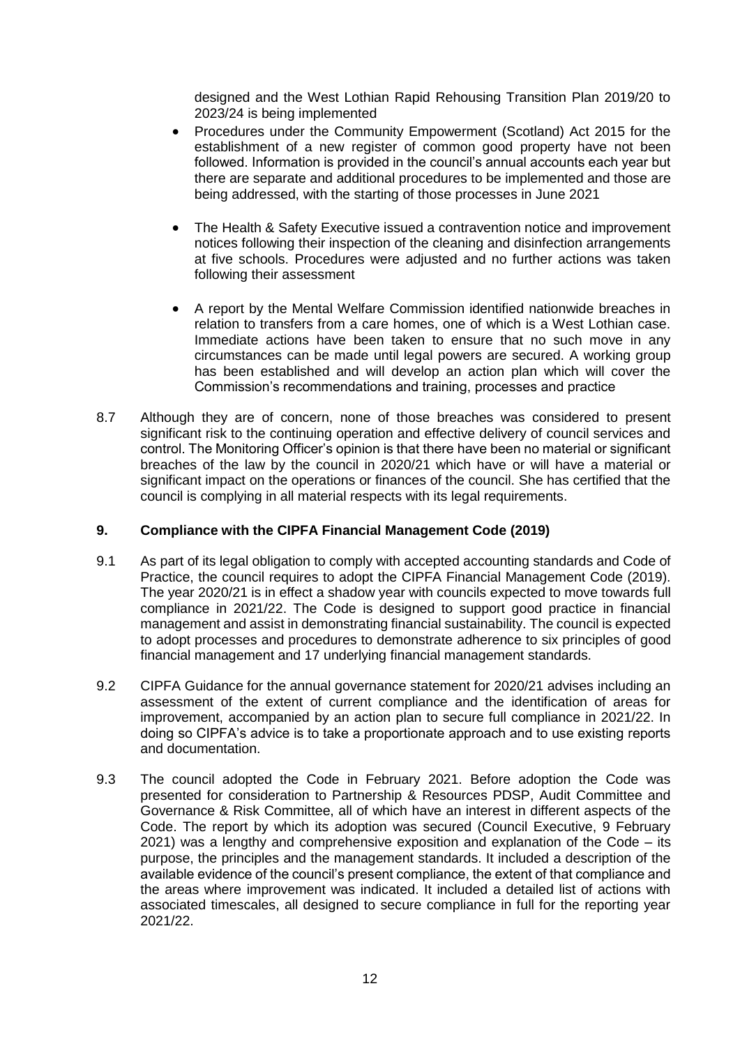designed and the West Lothian Rapid Rehousing Transition Plan 2019/20 to 2023/24 is being implemented

- Procedures under the Community Empowerment (Scotland) Act 2015 for the establishment of a new register of common good property have not been followed. Information is provided in the council's annual accounts each year but there are separate and additional procedures to be implemented and those are being addressed, with the starting of those processes in June 2021

- The Health & Safety Executive issued a contravention notice and improvement notices following their inspection of the cleaning and disinfection arrangements at five schools. Procedures were adjusted and no further actions was taken following their assessment

- A report by the Mental Welfare Commission identified nationwide breaches in relation to transfers from a care homes, one of which is a West Lothian case. Immediate actions have been taken to ensure that no such move in any circumstances can be made until legal powers are secured. A working group has been established and will develop an action plan which will cover the Commission's recommendations and training, processes and practice

8.7 Although they are of concern, none of those breaches was considered to present significant risk to the continuing operation and effective delivery of council services and control. The Monitoring Officer's opinion is that there have been no material or significant breaches of the law by the council in 2020/21 which have or will have a material or significant impact on the operations or finances of the council. She has certified that the council is complying in all material respects with its legal requirements.

## 9. Compliance with the CIPFA Financial Management Code (2019)

9.1 As part of its legal obligation to comply with accepted accounting standards and Code of Practice, the council requires to adopt the CIPFA Financial Management Code (2019). The year 2020/21 is in effect a shadow year with councils expected to move towards full compliance in 2021/22. The Code is designed to support good practice in financial management and assist in demonstrating financial sustainability. The council is expected to adopt processes and procedures to demonstrate adherence to six principles of good financial management and 17 underlying financial management standards.

9.2 CIPFA Guidance for the annual governance statement for 2020/21 advises including an assessment of the extent of current compliance and the identification of areas for improvement, accompanied by an action plan to secure full compliance in 2021/22. In doing so CIPFA's advice is to take a proportionate approach and to use existing reports and documentation.

9.3 The council adopted the Code in February 2021. Before adoption the Code was presented for consideration to Partnership & Resources PDSP, Audit Committee and Governance & Risk Committee, all of which have an interest in different aspects of the Code. The report by which its adoption was secured (Council Executive, 9 February 2021) was a lengthy and comprehensive exposition and explanation of the Code – its purpose, the principles and the management standards. It included a description of the available evidence of the council's present compliance, the extent of that compliance and the areas where improvement was indicated. It included a detailed list of actions with associated timescales, all designed to secure compliance in full for the reporting year 2021/22.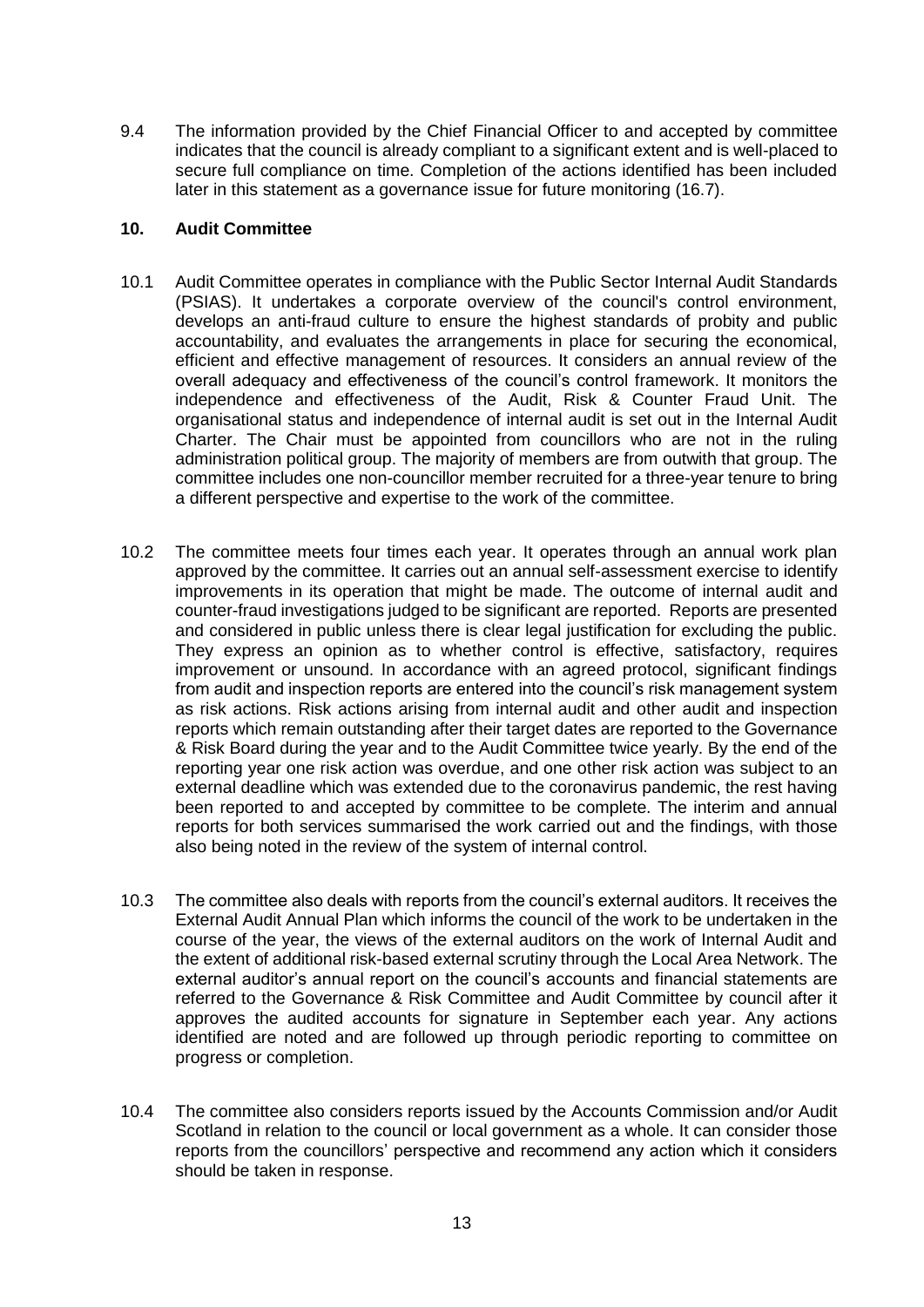9.4 The information provided by the Chief Financial Officer to and accepted by committee indicates that the council is already compliant to a significant extent and is well-placed to secure full compliance on time. Completion of the actions identified has been included later in this statement as a governance issue for future monitoring (16.7).

## 10. Audit Committee

10.1 Audit Committee operates in compliance with the Public Sector Internal Audit Standards (PSIAS). It undertakes a corporate overview of the council's control environment, develops an anti-fraud culture to ensure the highest standards of probity and public accountability, and evaluates the arrangements in place for securing the economical, efficient and effective management of resources. It considers an annual review of the overall adequacy and effectiveness of the council's control framework. It monitors the independence and effectiveness of the Audit, Risk & Counter Fraud Unit. The organisational status and independence of internal audit is set out in the Internal Audit Charter. The Chair must be appointed from councillors who are not in the ruling administration political group. The majority of members are from outwith that group. The committee includes one non-councillor member recruited for a three-year tenure to bring a different perspective and expertise to the work of the committee.

10.2 The committee meets four times each year. It operates through an annual work plan approved by the committee. It carries out an annual self-assessment exercise to identify improvements in its operation that might be made. The outcome of internal audit and counter-fraud investigations judged to be significant are reported. Reports are presented and considered in public unless there is clear legal justification for excluding the public. They express an opinion as to whether control is effective, satisfactory, requires improvement or unsound. In accordance with an agreed protocol, significant findings from audit and inspection reports are entered into the council's risk management system as risk actions. Risk actions arising from internal audit and other audit and inspection reports which remain outstanding after their target dates are reported to the Governance & Risk Board during the year and to the Audit Committee twice yearly. By the end of the reporting year one risk action was overdue, and one other risk action was subject to an external deadline which was extended due to the coronavirus pandemic, the rest having been reported to and accepted by committee to be complete. The interim and annual reports for both services summarised the work carried out and the findings, with those also being noted in the review of the system of internal control.

10.3 The committee also deals with reports from the council's external auditors. It receives the External Audit Annual Plan which informs the council of the work to be undertaken in the course of the year, the views of the external auditors on the work of Internal Audit and the extent of additional risk-based external scrutiny through the Local Area Network. The external auditor's annual report on the council's accounts and financial statements are referred to the Governance & Risk Committee and Audit Committee by council after it approves the audited accounts for signature in September each year. Any actions identified are noted and are followed up through periodic reporting to committee on progress or completion.

10.4 The committee also considers reports issued by the Accounts Commission and/or Audit Scotland in relation to the council or local government as a whole. It can consider those reports from the councillors' perspective and recommend any action which it considers should be taken in response.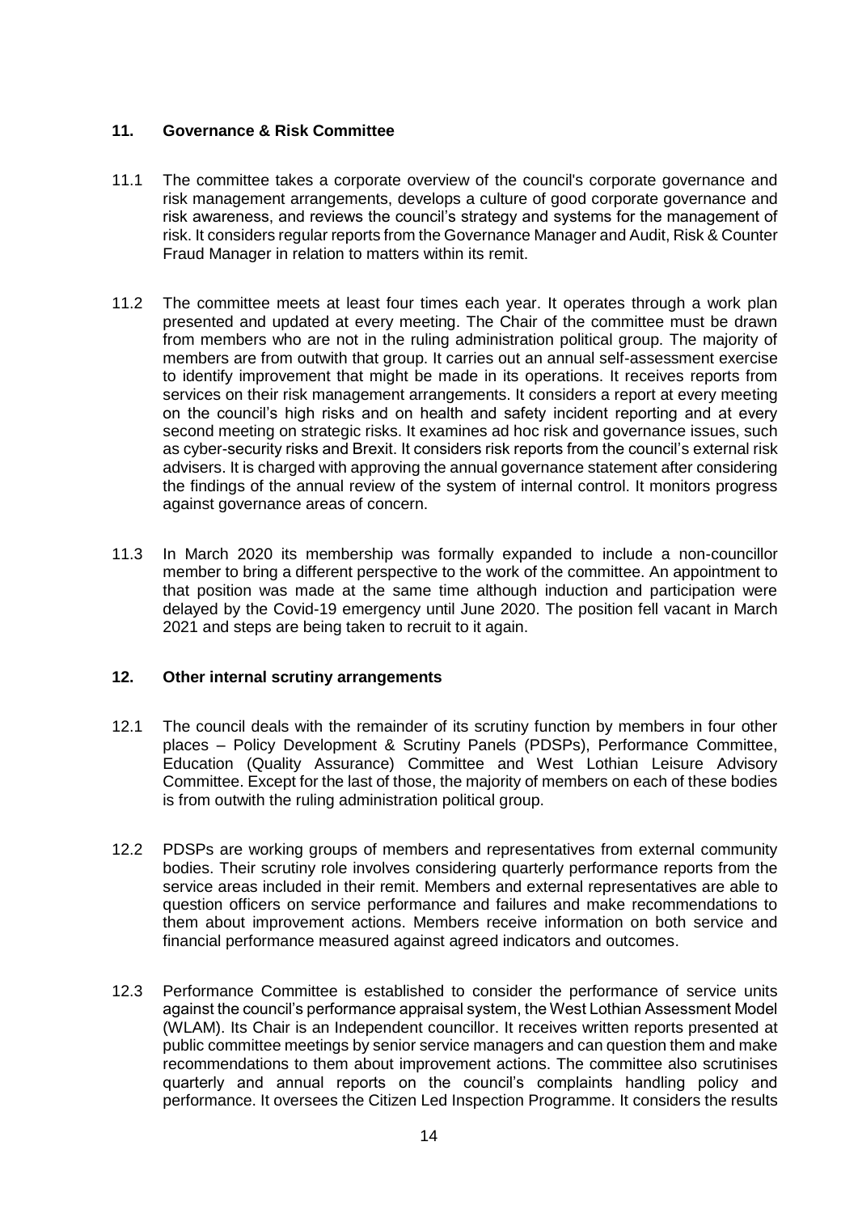## 11. Governance & Risk Committee

11.1 The committee takes a corporate overview of the council's corporate governance and risk management arrangements, develops a culture of good corporate governance and risk awareness, and reviews the council's strategy and systems for the management of risk. It considers regular reports from the Governance Manager and Audit, Risk & Counter Fraud Manager in relation to matters within its remit.

11.2 The committee meets at least four times each year. It operates through a work plan presented and updated at every meeting. The Chair of the committee must be drawn from members who are not in the ruling administration political group. The majority of members are from outwith that group. It carries out an annual self-assessment exercise to identify improvement that might be made in its operations. It receives reports from services on their risk management arrangements. It considers a report at every meeting on the council's high risks and on health and safety incident reporting and at every second meeting on strategic risks. It examines ad hoc risk and governance issues, such as cyber-security risks and Brexit. It considers risk reports from the council's external risk advisers. It is charged with approving the annual governance statement after considering the findings of the annual review of the system of internal control. It monitors progress against governance areas of concern.

11.3 In March 2020 its membership was formally expanded to include a non-councillor member to bring a different perspective to the work of the committee. An appointment to that position was made at the same time although induction and participation were delayed by the Covid-19 emergency until June 2020. The position fell vacant in March 2021 and steps are being taken to recruit to it again.

## 12. Other internal scrutiny arrangements

12.1 The council deals with the remainder of its scrutiny function by members in four other places – Policy Development & Scrutiny Panels (PDSPs), Performance Committee, Education (Quality Assurance) Committee and West Lothian Leisure Advisory Committee. Except for the last of those, the majority of members on each of these bodies is from outwith the ruling administration political group.

12.2 PDSPs are working groups of members and representatives from external community bodies. Their scrutiny role involves considering quarterly performance reports from the service areas included in their remit. Members and external representatives are able to question officers on service performance and failures and make recommendations to them about improvement actions. Members receive information on both service and financial performance measured against agreed indicators and outcomes.

12.3 Performance Committee is established to consider the performance of service units against the council's performance appraisal system, the West Lothian Assessment Model (WLAM). Its Chair is an Independent councillor. It receives written reports presented at public committee meetings by senior service managers and can question them and make recommendations to them about improvement actions. The committee also scrutinises quarterly and annual reports on the council's complaints handling policy and performance. It oversees the Citizen Led Inspection Programme. It considers the results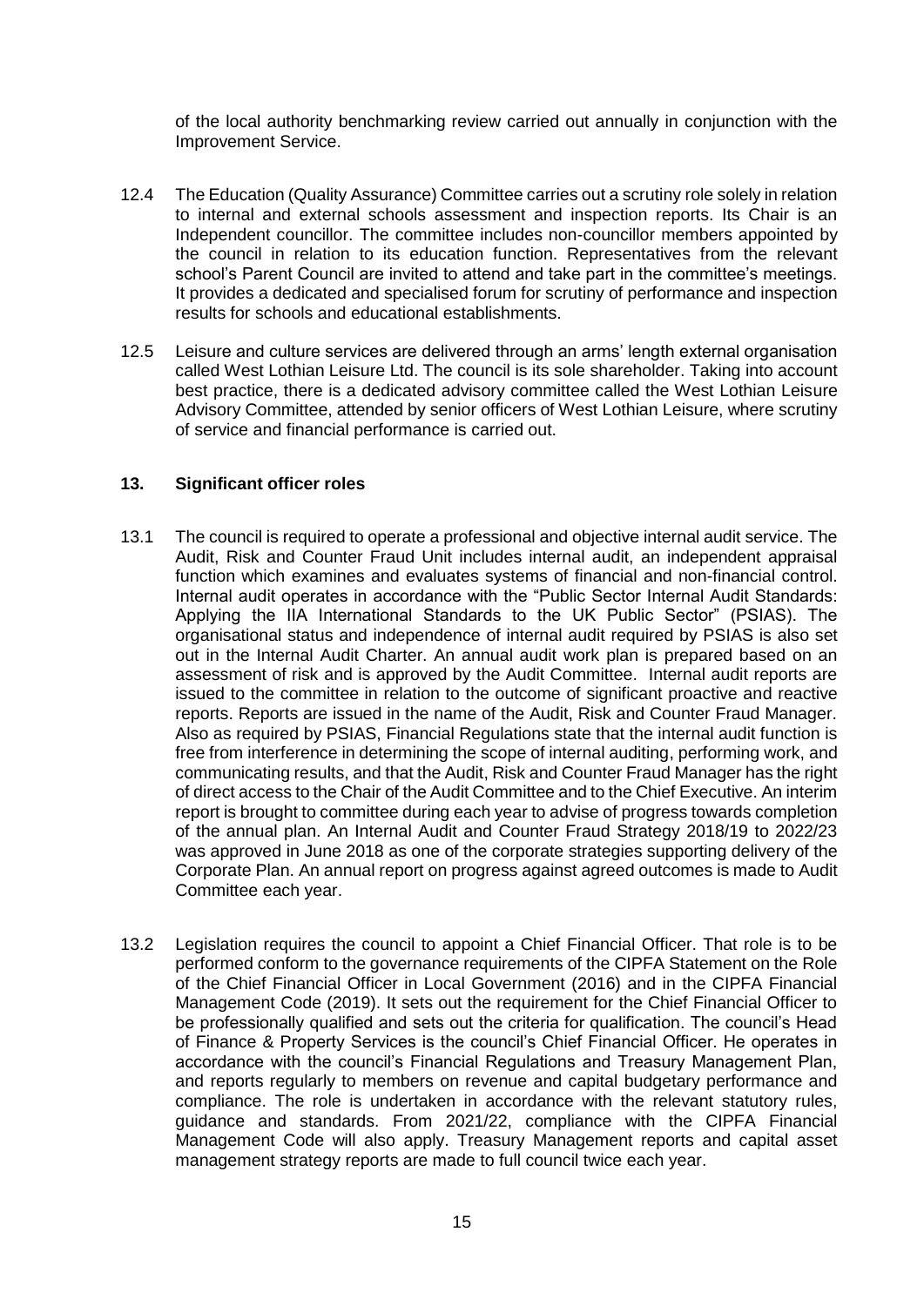of the local authority benchmarking review carried out annually in conjunction with the Improvement Service.

12.4 The Education (Quality Assurance) Committee carries out a scrutiny role solely in relation to internal and external schools assessment and inspection reports. Its Chair is an Independent councillor. The committee includes non-councillor members appointed by the council in relation to its education function. Representatives from the relevant school's Parent Council are invited to attend and take part in the committee's meetings. It provides a dedicated and specialised forum for scrutiny of performance and inspection results for schools and educational establishments.

12.5 Leisure and culture services are delivered through an arms' length external organisation called West Lothian Leisure Ltd. The council is its sole shareholder. Taking into account best practice, there is a dedicated advisory committee called the West Lothian Leisure Advisory Committee, attended by senior officers of West Lothian Leisure, where scrutiny of service and financial performance is carried out.

## 13. Significant officer roles

13.1 The council is required to operate a professional and objective internal audit service. The Audit, Risk and Counter Fraud Unit includes internal audit, an independent appraisal function which examines and evaluates systems of financial and non-financial control. Internal audit operates in accordance with the "Public Sector Internal Audit Standards: Applying the IIA International Standards to the UK Public Sector" (PSIAS). The organisational status and independence of internal audit required by PSIAS is also set out in the Internal Audit Charter. An annual audit work plan is prepared based on an assessment of risk and is approved by the Audit Committee. Internal audit reports are issued to the committee in relation to the outcome of significant proactive and reactive reports. Reports are issued in the name of the Audit, Risk and Counter Fraud Manager. Also as required by PSIAS, Financial Regulations state that the internal audit function is free from interference in determining the scope of internal auditing, performing work, and communicating results, and that the Audit, Risk and Counter Fraud Manager has the right of direct access to the Chair of the Audit Committee and to the Chief Executive. An interim report is brought to committee during each year to advise of progress towards completion of the annual plan. An Internal Audit and Counter Fraud Strategy 2018/19 to 2022/23 was approved in June 2018 as one of the corporate strategies supporting delivery of the Corporate Plan. An annual report on progress against agreed outcomes is made to Audit Committee each year.

13.2 Legislation requires the council to appoint a Chief Financial Officer. That role is to be performed conform to the governance requirements of the CIPFA Statement on the Role of the Chief Financial Officer in Local Government (2016) and in the CIPFA Financial Management Code (2019). It sets out the requirement for the Chief Financial Officer to be professionally qualified and sets out the criteria for qualification. The council's Head of Finance & Property Services is the council's Chief Financial Officer. He operates in accordance with the council's Financial Regulations and Treasury Management Plan, and reports regularly to members on revenue and capital budgetary performance and compliance. The role is undertaken in accordance with the relevant statutory rules, guidance and standards. From 2021/22, compliance with the CIPFA Financial Management Code will also apply. Treasury Management reports and capital asset management strategy reports are made to full council twice each year.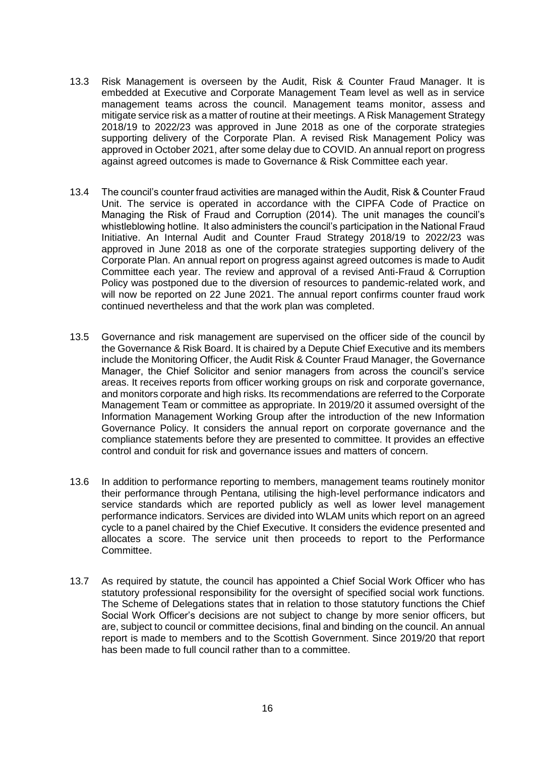13.3 Risk Management is overseen by the Audit, Risk & Counter Fraud Manager. It is embedded at Executive and Corporate Management Team level as well as in service management teams across the council. Management teams monitor, assess and mitigate service risk as a matter of routine at their meetings. A Risk Management Strategy 2018/19 to 2022/23 was approved in June 2018 as one of the corporate strategies supporting delivery of the Corporate Plan. A revised Risk Management Policy was approved in October 2021, after some delay due to COVID. An annual report on progress against agreed outcomes is made to Governance & Risk Committee each year.

13.4 The council's counter fraud activities are managed within the Audit, Risk & Counter Fraud Unit. The service is operated in accordance with the CIPFA Code of Practice on Managing the Risk of Fraud and Corruption (2014). The unit manages the council's whistleblowing hotline. It also administers the council's participation in the National Fraud Initiative. An Internal Audit and Counter Fraud Strategy 2018/19 to 2022/23 was approved in June 2018 as one of the corporate strategies supporting delivery of the Corporate Plan. An annual report on progress against agreed outcomes is made to Audit Committee each year. The review and approval of a revised Anti-Fraud & Corruption Policy was postponed due to the diversion of resources to pandemic-related work, and will now be reported on 22 June 2021. The annual report confirms counter fraud work continued nevertheless and that the work plan was completed.

13.5 Governance and risk management are supervised on the officer side of the council by the Governance & Risk Board. It is chaired by a Depute Chief Executive and its members include the Monitoring Officer, the Audit Risk & Counter Fraud Manager, the Governance Manager, the Chief Solicitor and senior managers from across the council's service areas. It receives reports from officer working groups on risk and corporate governance, and monitors corporate and high risks. Its recommendations are referred to the Corporate Management Team or committee as appropriate. In 2019/20 it assumed oversight of the Information Management Working Group after the introduction of the new Information Governance Policy. It considers the annual report on corporate governance and the compliance statements before they are presented to committee. It provides an effective control and conduit for risk and governance issues and matters of concern.

13.6 In addition to performance reporting to members, management teams routinely monitor their performance through Pentana, utilising the high-level performance indicators and service standards which are reported publicly as well as lower level management performance indicators. Services are divided into WLAM units which report on an agreed cycle to a panel chaired by the Chief Executive. It considers the evidence presented and allocates a score. The service unit then proceeds to report to the Performance Committee.

13.7 As required by statute, the council has appointed a Chief Social Work Officer who has statutory professional responsibility for the oversight of specified social work functions. The Scheme of Delegations states that in relation to those statutory functions the Chief Social Work Officer's decisions are not subject to change by more senior officers, but are, subject to council or committee decisions, final and binding on the council. An annual report is made to members and to the Scottish Government. Since 2019/20 that report has been made to full council rather than to a committee.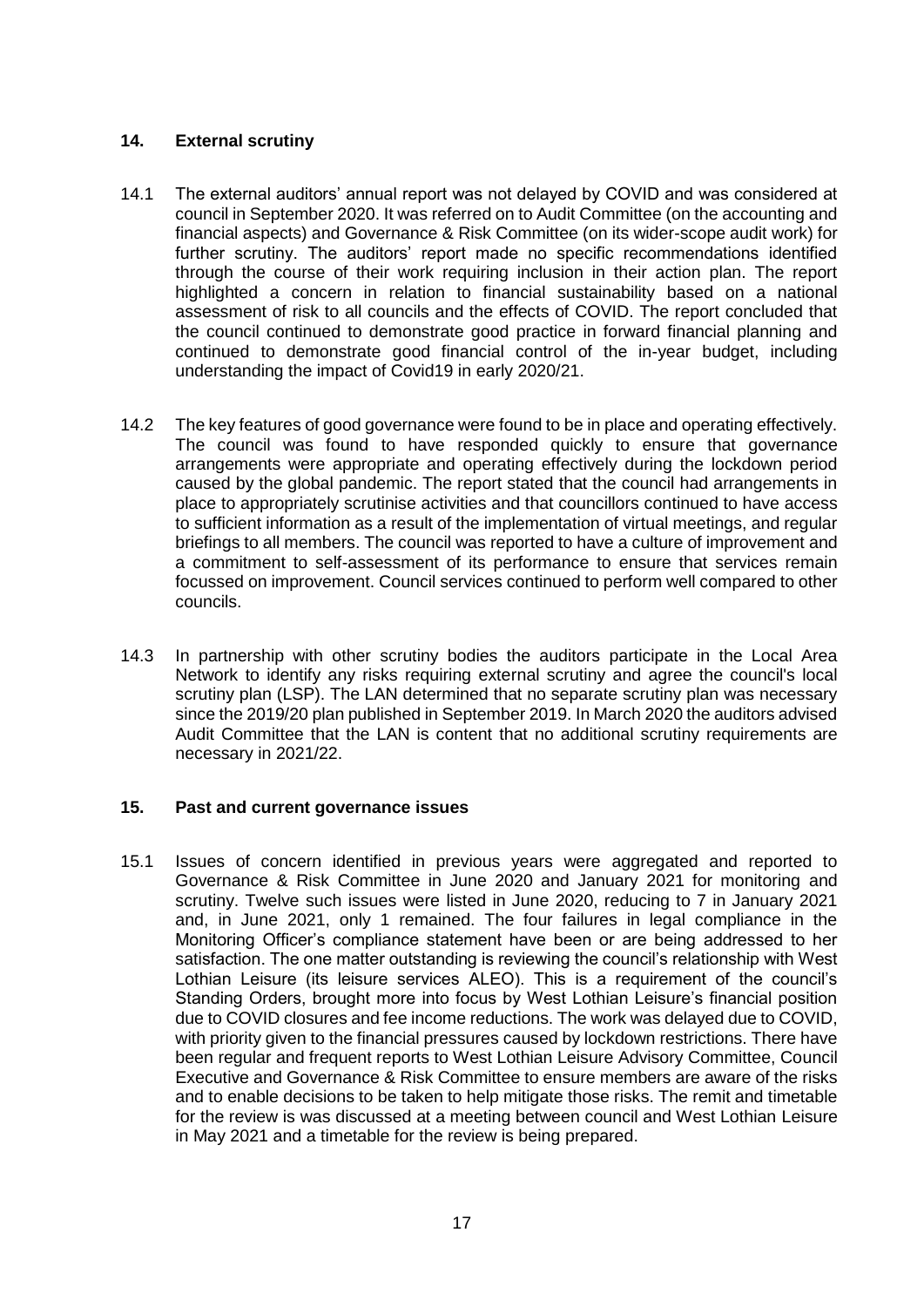## 14. External scrutiny

14.1 The external auditors' annual report was not delayed by COVID and was considered at council in September 2020. It was referred on to Audit Committee (on the accounting and financial aspects) and Governance & Risk Committee (on its wider-scope audit work) for further scrutiny. The auditors' report made no specific recommendations identified through the course of their work requiring inclusion in their action plan. The report highlighted a concern in relation to financial sustainability based on a national assessment of risk to all councils and the effects of COVID. The report concluded that the council continued to demonstrate good practice in forward financial planning and continued to demonstrate good financial control of the in-year budget, including understanding the impact of Covid19 in early 2020/21.

14.2 The key features of good governance were found to be in place and operating effectively. The council was found to have responded quickly to ensure that governance arrangements were appropriate and operating effectively during the lockdown period caused by the global pandemic. The report stated that the council had arrangements in place to appropriately scrutinise activities and that councillors continued to have access to sufficient information as a result of the implementation of virtual meetings, and regular briefings to all members. The council was reported to have a culture of improvement and a commitment to self-assessment of its performance to ensure that services remain focussed on improvement. Council services continued to perform well compared to other councils.

14.3 In partnership with other scrutiny bodies the auditors participate in the Local Area Network to identify any risks requiring external scrutiny and agree the council's local scrutiny plan (LSP). The LAN determined that no separate scrutiny plan was necessary since the 2019/20 plan published in September 2019. In March 2020 the auditors advised Audit Committee that the LAN is content that no additional scrutiny requirements are necessary in 2021/22.

## 15. Past and current governance issues

15.1 Issues of concern identified in previous years were aggregated and reported to Governance & Risk Committee in June 2020 and January 2021 for monitoring and scrutiny. Twelve such issues were listed in June 2020, reducing to 7 in January 2021 and, in June 2021, only 1 remained. The four failures in legal compliance in the Monitoring Officer's compliance statement have been or are being addressed to her satisfaction. The one matter outstanding is reviewing the council's relationship with West Lothian Leisure (its leisure services ALEO). This is a requirement of the council's Standing Orders, brought more into focus by West Lothian Leisure's financial position due to COVID closures and fee income reductions. The work was delayed due to COVID, with priority given to the financial pressures caused by lockdown restrictions. There have been regular and frequent reports to West Lothian Leisure Advisory Committee, Council Executive and Governance & Risk Committee to ensure members are aware of the risks and to enable decisions to be taken to help mitigate those risks. The remit and timetable for the review is was discussed at a meeting between council and West Lothian Leisure in May 2021 and a timetable for the review is being prepared.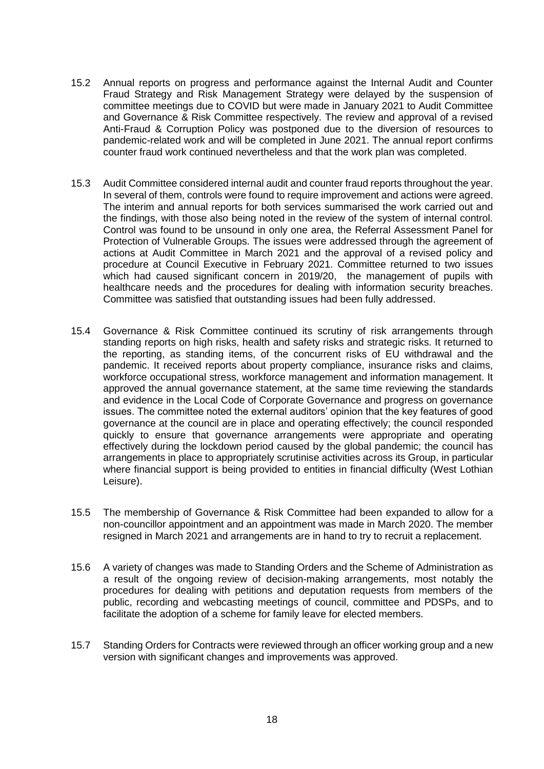15.2 Annual reports on progress and performance against the Internal Audit and Counter Fraud Strategy and Risk Management Strategy were delayed by the suspension of committee meetings due to COVID but were made in January 2021 to Audit Committee and Governance & Risk Committee respectively. The review and approval of a revised Anti-Fraud & Corruption Policy was postponed due to the diversion of resources to pandemic-related work and will be completed in June 2021. The annual report confirms counter fraud work continued nevertheless and that the work plan was completed.

15.3 Audit Committee considered internal audit and counter fraud reports throughout the year. In several of them, controls were found to require improvement and actions were agreed. The interim and annual reports for both services summarised the work carried out and the findings, with those also being noted in the review of the system of internal control. Control was found to be unsound in only one area, the Referral Assessment Panel for Protection of Vulnerable Groups. The issues were addressed through the agreement of actions at Audit Committee in March 2021 and the approval of a revised policy and procedure at Council Executive in February 2021. Committee returned to two issues which had caused significant concern in 2019/20, the management of pupils with healthcare needs and the procedures for dealing with information security breaches. Committee was satisfied that outstanding issues had been fully addressed.

15.4 Governance & Risk Committee continued its scrutiny of risk arrangements through standing reports on high risks, health and safety risks and strategic risks. It returned to the reporting, as standing items, of the concurrent risks of EU withdrawal and the pandemic. It received reports about property compliance, insurance risks and claims, workforce occupational stress, workforce management and information management. It approved the annual governance statement, at the same time reviewing the standards and evidence in the Local Code of Corporate Governance and progress on governance issues. The committee noted the external auditors' opinion that the key features of good governance at the council are in place and operating effectively; the council responded quickly to ensure that governance arrangements were appropriate and operating effectively during the lockdown period caused by the global pandemic; the council has arrangements in place to appropriately scrutinise activities across its Group, in particular where financial support is being provided to entities in financial difficulty (West Lothian Leisure).

15.5 The membership of Governance & Risk Committee had been expanded to allow for a non-councillor appointment and an appointment was made in March 2020. The member resigned in March 2021 and arrangements are in hand to try to recruit a replacement.

15.6 A variety of changes was made to Standing Orders and the Scheme of Administration as a result of the ongoing review of decision-making arrangements, most notably the procedures for dealing with petitions and deputation requests from members of the public, recording and webcasting meetings of council, committee and PDSPs, and to facilitate the adoption of a scheme for family leave for elected members.

15.7 Standing Orders for Contracts were reviewed through an officer working group and a new version with significant changes and improvements was approved.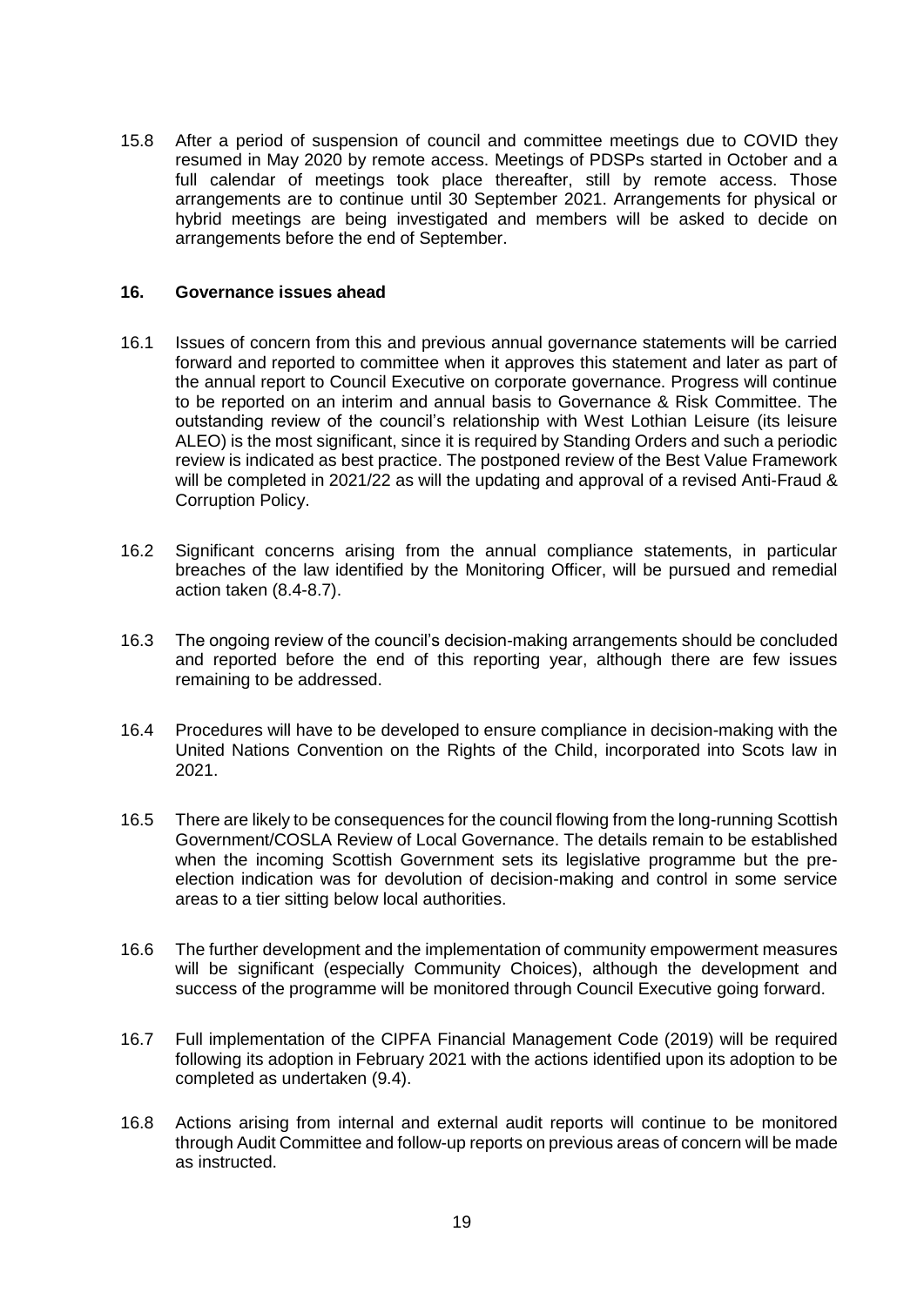15.8 After a period of suspension of council and committee meetings due to COVID they resumed in May 2020 by remote access. Meetings of PDSPs started in October and a full calendar of meetings took place thereafter, still by remote access. Those arrangements are to continue until 30 September 2021. Arrangements for physical or hybrid meetings are being investigated and members will be asked to decide on arrangements before the end of September.

## 16. Governance issues ahead

16.1 Issues of concern from this and previous annual governance statements will be carried forward and reported to committee when it approves this statement and later as part of the annual report to Council Executive on corporate governance. Progress will continue to be reported on an interim and annual basis to Governance & Risk Committee. The outstanding review of the council's relationship with West Lothian Leisure (its leisure ALEO) is the most significant, since it is required by Standing Orders and such a periodic review is indicated as best practice. The postponed review of the Best Value Framework will be completed in 2021/22 as will the updating and approval of a revised Anti-Fraud & Corruption Policy.

16.2 Significant concerns arising from the annual compliance statements, in particular breaches of the law identified by the Monitoring Officer, will be pursued and remedial action taken (8.4-8.7).

16.3 The ongoing review of the council's decision-making arrangements should be concluded and reported before the end of this reporting year, although there are few issues remaining to be addressed.

16.4 Procedures will have to be developed to ensure compliance in decision-making with the United Nations Convention on the Rights of the Child, incorporated into Scots law in 2021.

16.5 There are likely to be consequences for the council flowing from the long-running Scottish Government/COSLA Review of Local Governance. The details remain to be established when the incoming Scottish Government sets its legislative programme but the pre-election indication was for devolution of decision-making and control in some service areas to a tier sitting below local authorities.

16.6 The further development and the implementation of community empowerment measures will be significant (especially Community Choices), although the development and success of the programme will be monitored through Council Executive going forward.

16.7 Full implementation of the CIPFA Financial Management Code (2019) will be required following its adoption in February 2021 with the actions identified upon its adoption to be completed as undertaken (9.4).

16.8 Actions arising from internal and external audit reports will continue to be monitored through Audit Committee and follow-up reports on previous areas of concern will be made as instructed.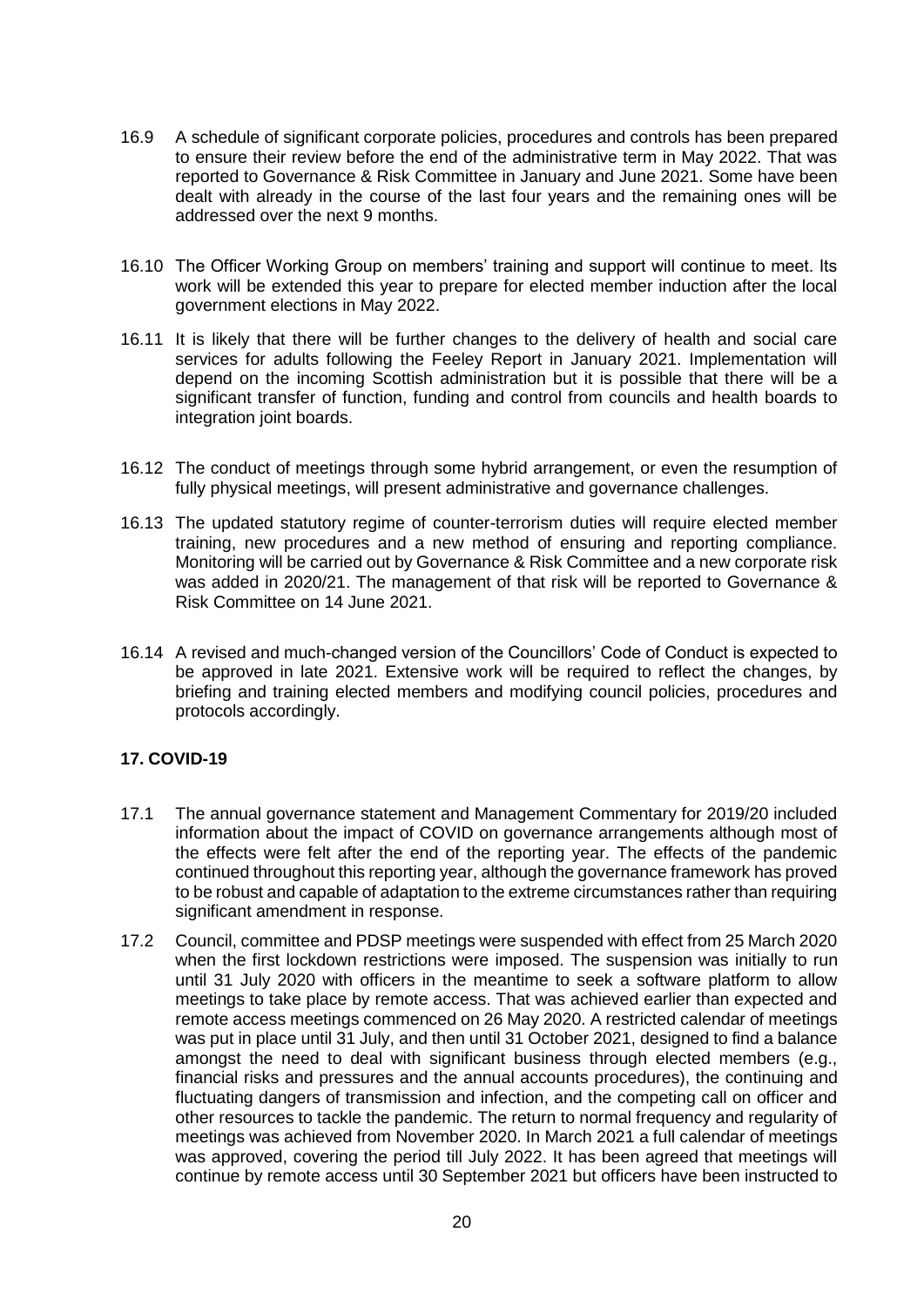16.9 A schedule of significant corporate policies, procedures and controls has been prepared to ensure their review before the end of the administrative term in May 2022. That was reported to Governance & Risk Committee in January and June 2021. Some have been dealt with already in the course of the last four years and the remaining ones will be addressed over the next 9 months.

16.10 The Officer Working Group on members' training and support will continue to meet. Its work will be extended this year to prepare for elected member induction after the local government elections in May 2022.

16.11 It is likely that there will be further changes to the delivery of health and social care services for adults following the Feeley Report in January 2021. Implementation will depend on the incoming Scottish administration but it is possible that there will be a significant transfer of function, funding and control from councils and health boards to integration joint boards.

16.12 The conduct of meetings through some hybrid arrangement, or even the resumption of fully physical meetings, will present administrative and governance challenges.

16.13 The updated statutory regime of counter-terrorism duties will require elected member training, new procedures and a new method of ensuring and reporting compliance. Monitoring will be carried out by Governance & Risk Committee and a new corporate risk was added in 2020/21. The management of that risk will be reported to Governance & Risk Committee on 14 June 2021.

16.14 A revised and much-changed version of the Councillors' Code of Conduct is expected to be approved in late 2021. Extensive work will be required to reflect the changes, by briefing and training elected members and modifying council policies, procedures and protocols accordingly.

## 17. COVID-19

17.1 The annual governance statement and Management Commentary for 2019/20 included information about the impact of COVID on governance arrangements although most of the effects were felt after the end of the reporting year. The effects of the pandemic continued throughout this reporting year, although the governance framework has proved to be robust and capable of adaptation to the extreme circumstances rather than requiring significant amendment in response.

17.2 Council, committee and PDSP meetings were suspended with effect from 25 March 2020 when the first lockdown restrictions were imposed. The suspension was initially to run until 31 July 2020 with officers in the meantime to seek a software platform to allow meetings to take place by remote access. That was achieved earlier than expected and remote access meetings commenced on 26 May 2020. A restricted calendar of meetings was put in place until 31 July, and then until 31 October 2021, designed to find a balance amongst the need to deal with significant business through elected members (e.g., financial risks and pressures and the annual accounts procedures), the continuing and fluctuating dangers of transmission and infection, and the competing call on officer and other resources to tackle the pandemic. The return to normal frequency and regularity of meetings was achieved from November 2020. In March 2021 a full calendar of meetings was approved, covering the period till July 2022. It has been agreed that meetings will continue by remote access until 30 September 2021 but officers have been instructed to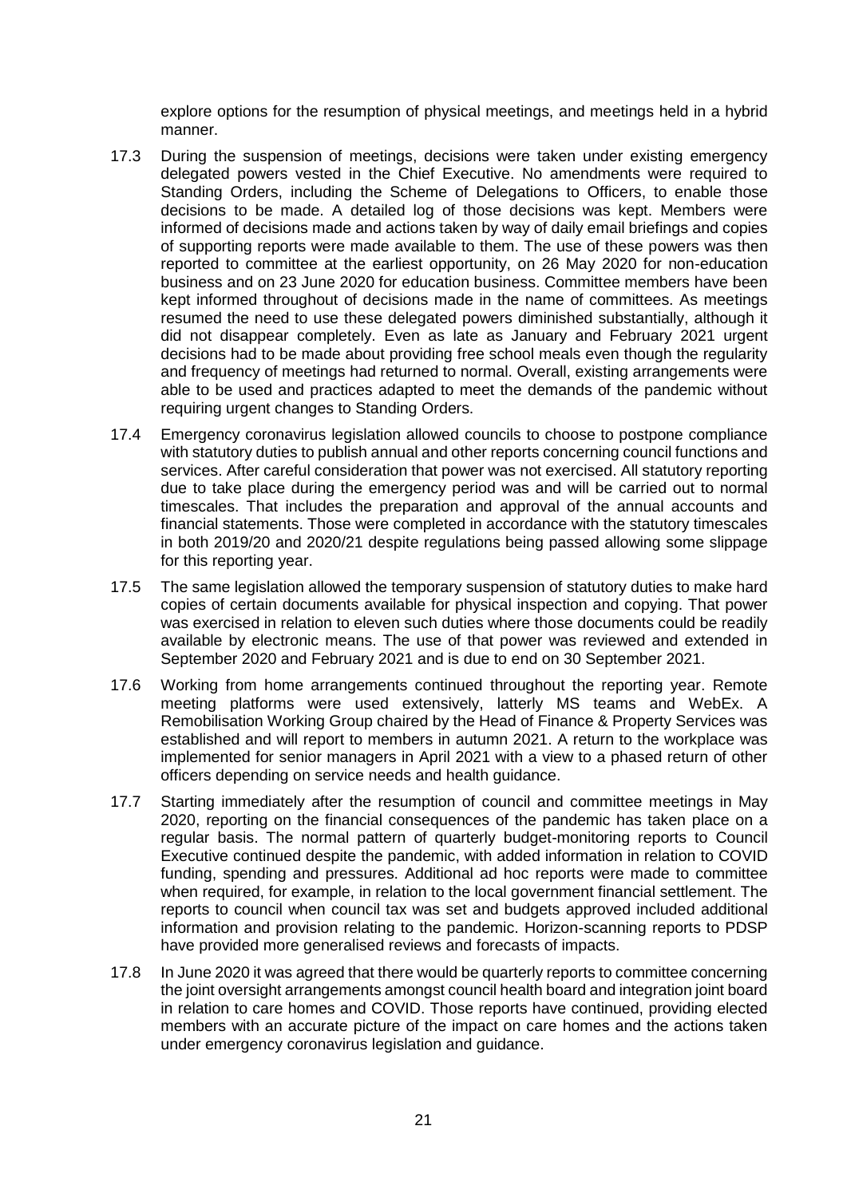explore options for the resumption of physical meetings, and meetings held in a hybrid manner.

17.3 During the suspension of meetings, decisions were taken under existing emergency delegated powers vested in the Chief Executive. No amendments were required to Standing Orders, including the Scheme of Delegations to Officers, to enable those decisions to be made. A detailed log of those decisions was kept. Members were informed of decisions made and actions taken by way of daily email briefings and copies of supporting reports were made available to them. The use of these powers was then reported to committee at the earliest opportunity, on 26 May 2020 for non-education business and on 23 June 2020 for education business. Committee members have been kept informed throughout of decisions made in the name of committees. As meetings resumed the need to use these delegated powers diminished substantially, although it did not disappear completely. Even as late as January and February 2021 urgent decisions had to be made about providing free school meals even though the regularity and frequency of meetings had returned to normal. Overall, existing arrangements were able to be used and practices adapted to meet the demands of the pandemic without requiring urgent changes to Standing Orders.

17.4 Emergency coronavirus legislation allowed councils to choose to postpone compliance with statutory duties to publish annual and other reports concerning council functions and services. After careful consideration that power was not exercised. All statutory reporting due to take place during the emergency period was and will be carried out to normal timescales. That includes the preparation and approval of the annual accounts and financial statements. Those were completed in accordance with the statutory timescales in both 2019/20 and 2020/21 despite regulations being passed allowing some slippage for this reporting year.

17.5 The same legislation allowed the temporary suspension of statutory duties to make hard copies of certain documents available for physical inspection and copying. That power was exercised in relation to eleven such duties where those documents could be readily available by electronic means. The use of that power was reviewed and extended in September 2020 and February 2021 and is due to end on 30 September 2021.

17.6 Working from home arrangements continued throughout the reporting year. Remote meeting platforms were used extensively, latterly MS teams and WebEx. A Remobilisation Working Group chaired by the Head of Finance & Property Services was established and will report to members in autumn 2021. A return to the workplace was implemented for senior managers in April 2021 with a view to a phased return of other officers depending on service needs and health guidance.

17.7 Starting immediately after the resumption of council and committee meetings in May 2020, reporting on the financial consequences of the pandemic has taken place on a regular basis. The normal pattern of quarterly budget-monitoring reports to Council Executive continued despite the pandemic, with added information in relation to COVID funding, spending and pressures. Additional ad hoc reports were made to committee when required, for example, in relation to the local government financial settlement. The reports to council when council tax was set and budgets approved included additional information and provision relating to the pandemic. Horizon-scanning reports to PDSP have provided more generalised reviews and forecasts of impacts.

17.8 In June 2020 it was agreed that there would be quarterly reports to committee concerning the joint oversight arrangements amongst council health board and integration joint board in relation to care homes and COVID. Those reports have continued, providing elected members with an accurate picture of the impact on care homes and the actions taken under emergency coronavirus legislation and guidance.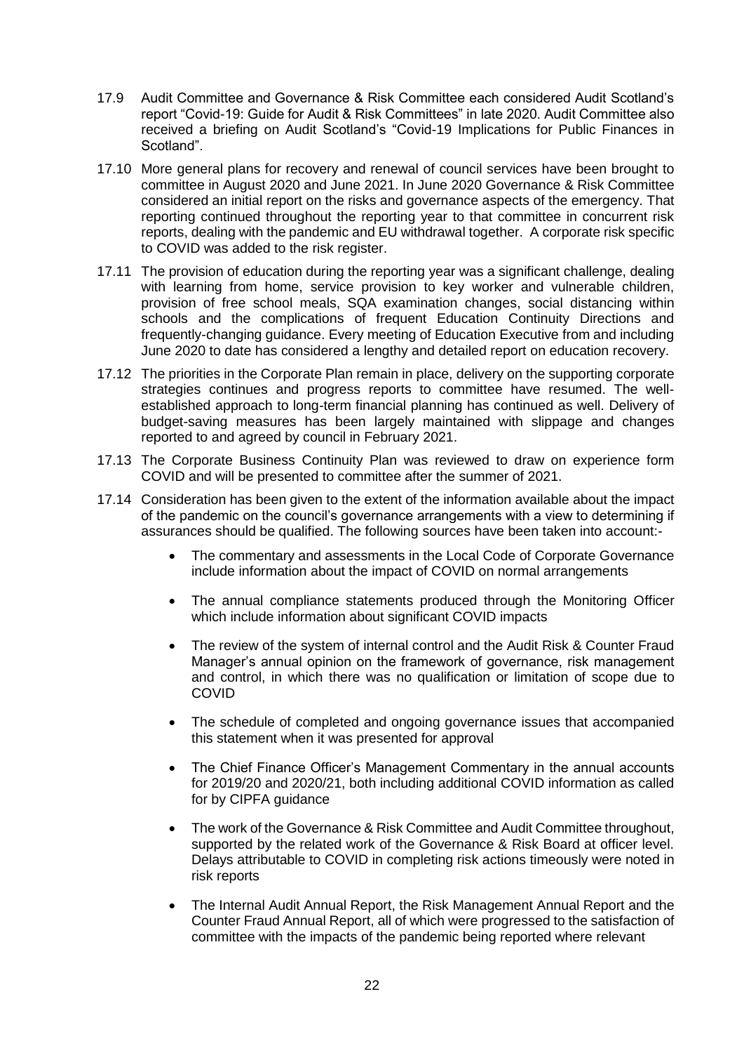17.9 Audit Committee and Governance & Risk Committee each considered Audit Scotland's report "Covid-19: Guide for Audit & Risk Committees" in late 2020. Audit Committee also received a briefing on Audit Scotland's "Covid-19 Implications for Public Finances in Scotland".

17.10 More general plans for recovery and renewal of council services have been brought to committee in August 2020 and June 2021. In June 2020 Governance & Risk Committee considered an initial report on the risks and governance aspects of the emergency. That reporting continued throughout the reporting year to that committee in concurrent risk reports, dealing with the pandemic and EU withdrawal together. A corporate risk specific to COVID was added to the risk register.

17.11 The provision of education during the reporting year was a significant challenge, dealing with learning from home, service provision to key worker and vulnerable children, provision of free school meals, SQA examination changes, social distancing within schools and the complications of frequent Education Continuity Directions and frequently-changing guidance. Every meeting of Education Executive from and including June 2020 to date has considered a lengthy and detailed report on education recovery.

17.12 The priorities in the Corporate Plan remain in place, delivery on the supporting corporate strategies continues and progress reports to committee have resumed. The well-established approach to long-term financial planning has continued as well. Delivery of budget-saving measures has been largely maintained with slippage and changes reported to and agreed by council in February 2021.

17.13 The Corporate Business Continuity Plan was reviewed to draw on experience form COVID and will be presented to committee after the summer of 2021.

17.14 Consideration has been given to the extent of the information available about the impact of the pandemic on the council's governance arrangements with a view to determining if assurances should be qualified. The following sources have been taken into account:-

- The commentary and assessments in the Local Code of Corporate Governance include information about the impact of COVID on normal arrangements
- The annual compliance statements produced through the Monitoring Officer which include information about significant COVID impacts
- The review of the system of internal control and the Audit Risk & Counter Fraud Manager's annual opinion on the framework of governance, risk management and control, in which there was no qualification or limitation of scope due to COVID
- The schedule of completed and ongoing governance issues that accompanied this statement when it was presented for approval
- The Chief Finance Officer's Management Commentary in the annual accounts for 2019/20 and 2020/21, both including additional COVID information as called for by CIPFA guidance
- The work of the Governance & Risk Committee and Audit Committee throughout, supported by the related work of the Governance & Risk Board at officer level. Delays attributable to COVID in completing risk actions timeously were noted in risk reports
- The Internal Audit Annual Report, the Risk Management Annual Report and the Counter Fraud Annual Report, all of which were progressed to the satisfaction of committee with the impacts of the pandemic being reported where relevant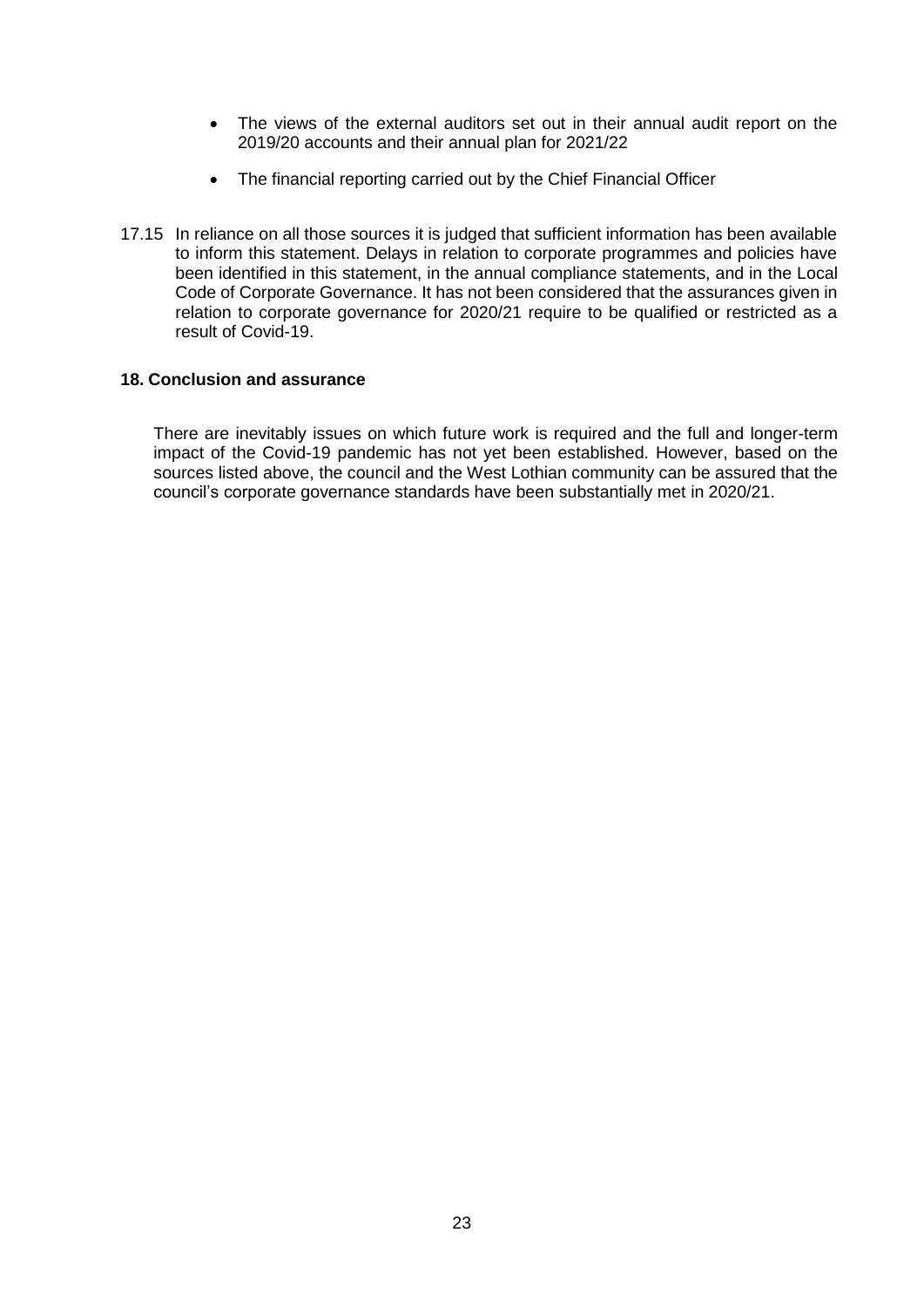- The views of the external auditors set out in their annual audit report on the 2019/20 accounts and their annual plan for 2021/22
- The financial reporting carried out by the Chief Financial Officer

17.15 In reliance on all those sources it is judged that sufficient information has been available to inform this statement. Delays in relation to corporate programmes and policies have been identified in this statement, in the annual compliance statements, and in the Local Code of Corporate Governance. It has not been considered that the assurances given in relation to corporate governance for 2020/21 require to be qualified or restricted as a result of Covid-19.

**18. Conclusion and assurance**

There are inevitably issues on which future work is required and the full and longer-term impact of the Covid-19 pandemic has not yet been established. However, based on the sources listed above, the council and the West Lothian community can be assured that the council's corporate governance standards have been substantially met in 2020/21.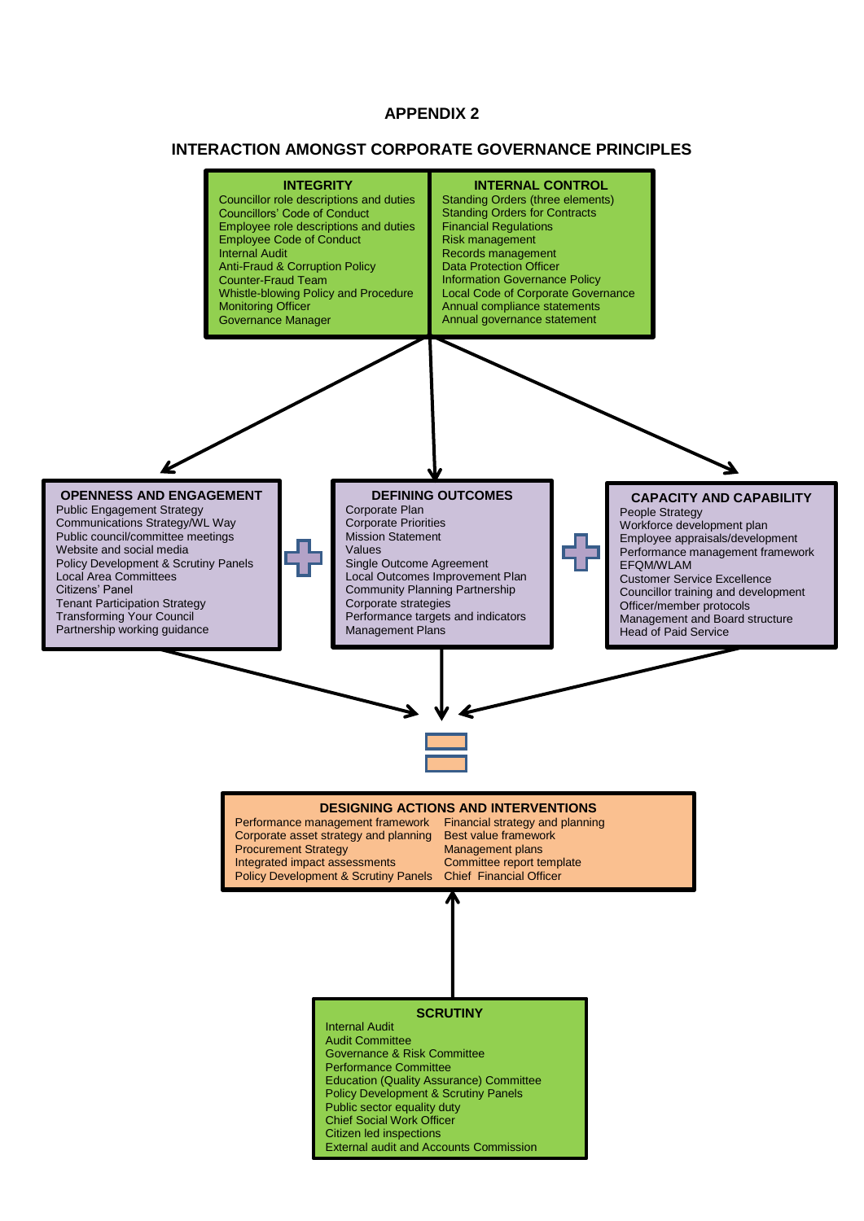# APPENDIX 2

## INTERACTION AMONGST CORPORATE GOVERNANCE PRINCIPLES

**INTEGRITY**
Councillor role descriptions and duties
Councillors' Code of Conduct
Employee role descriptions and duties
Employee Code of Conduct
Internal Audit
Anti-Fraud & Corruption Policy
Counter-Fraud Team
Whistle-blowing Policy and Procedure
Monitoring Officer
Governance Manager

**INTERNAL CONTROL**
Standing Orders (three elements)
Standing Orders for Contracts
Financial Regulations
Risk management
Records management
Data Protection Officer
Information Governance Policy
Local Code of Corporate Governance
Annual compliance statements
Annual governance statement

**OPENNESS AND ENGAGEMENT**
Public Engagement Strategy
Communications Strategy/WL Way
Public council/committee meetings
Website and social media
Policy Development & Scrutiny Panels
Local Area Committees
Citizens' Panel
Tenant Participation Strategy
Transforming Your Council
Partnership working guidance

+

**DEFINING OUTCOMES**
Corporate Plan
Corporate Priorities
Mission Statement
Values
Single Outcome Agreement
Local Outcomes Improvement Plan
Community Planning Partnership
Corporate strategies
Performance targets and indicators
Management Plans

+

**CAPACITY AND CAPABILITY**
People Strategy
Workforce development plan
Employee appraisals/development
Performance management framework
EFQM/WLAM
Customer Service Excellence
Councillor training and development
Officer/member protocols
Management and Board structure
Head of Paid Service

=

**DESIGNING ACTIONS AND INTERVENTIONS**
Performance management framework
Corporate asset strategy and planning
Procurement Strategy
Integrated impact assessments
Policy Development & Scrutiny Panels
Financial strategy and planning
Best value framework
Management plans
Committee report template
Chief Financial Officer

**SCRUTINY**
Internal Audit
Audit Committee
Governance & Risk Committee
Performance Committee
Education (Quality Assurance) Committee
Policy Development & Scrutiny Panels
Public sector equality duty
Chief Social Work Officer
Citizen led inspections
External audit and Accounts Commission